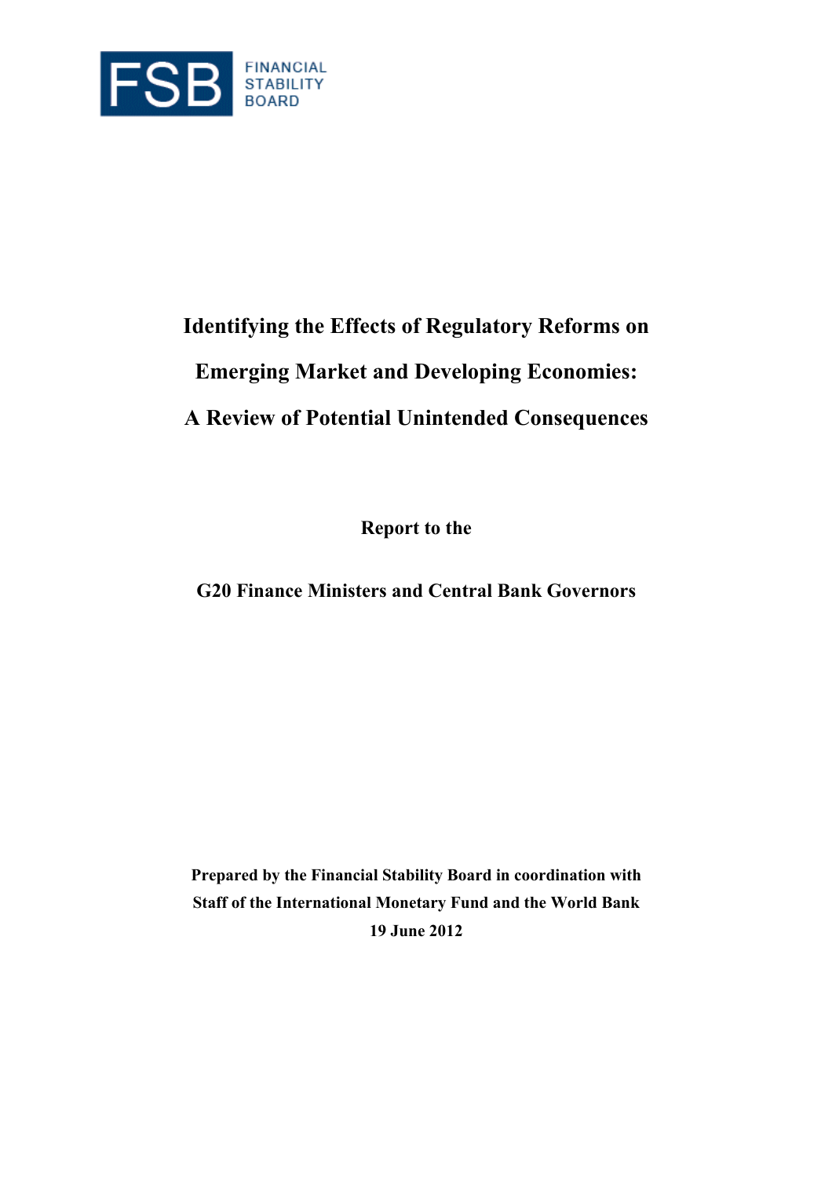FSB FINANCIAL STABILITY BOARD

# Identifying the Effects of Regulatory Reforms on Emerging Market and Developing Economies: A Review of Potential Unintended Consequences

**Report to the**

**G20 Finance Ministers and Central Bank Governors**

**Prepared by the Financial Stability Board in coordination with Staff of the International Monetary Fund and the World Bank**

**19 June 2012**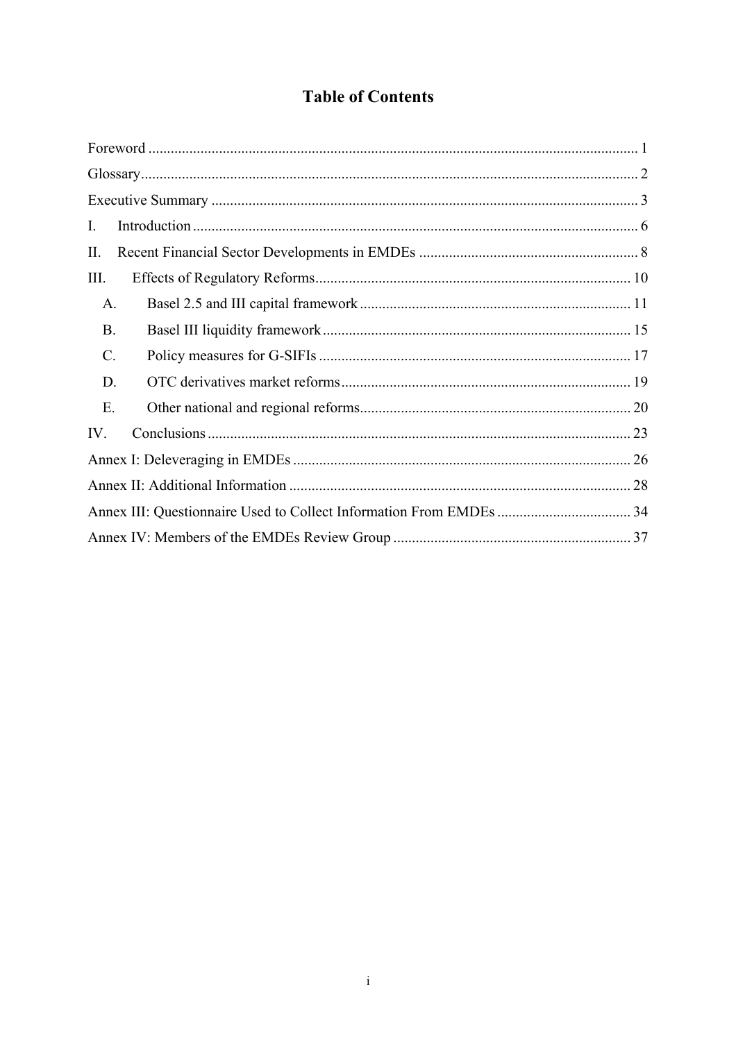# Table of Contents

Foreword ........................................................................................................................ 1

Glossary.......................................................................................................................... 2

Executive Summary ........................................................................................................ 3

I. Introduction ............................................................................................................... 6

II. Recent Financial Sector Developments in EMDEs ..................................................... 8

III. Effects of Regulatory Reforms .................................................................................. 10

A. Basel 2.5 and III capital framework ......................................................................... 11

B. Basel III liquidity framework .................................................................................... 15

C. Policy measures for G-SIFIs ..................................................................................... 17

D. OTC derivatives market reforms ............................................................................. 19

E. Other national and regional reforms ........................................................................ 20

IV. Conclusions ............................................................................................................. 23

Annex I: Deleveraging in EMDEs ................................................................................... 26

Annex II: Additional Information ................................................................................... 28

Annex III: Questionnaire Used to Collect Information From EMDEs ................................. 34

Annex IV: Members of the EMDEs Review Group ........................................................... 37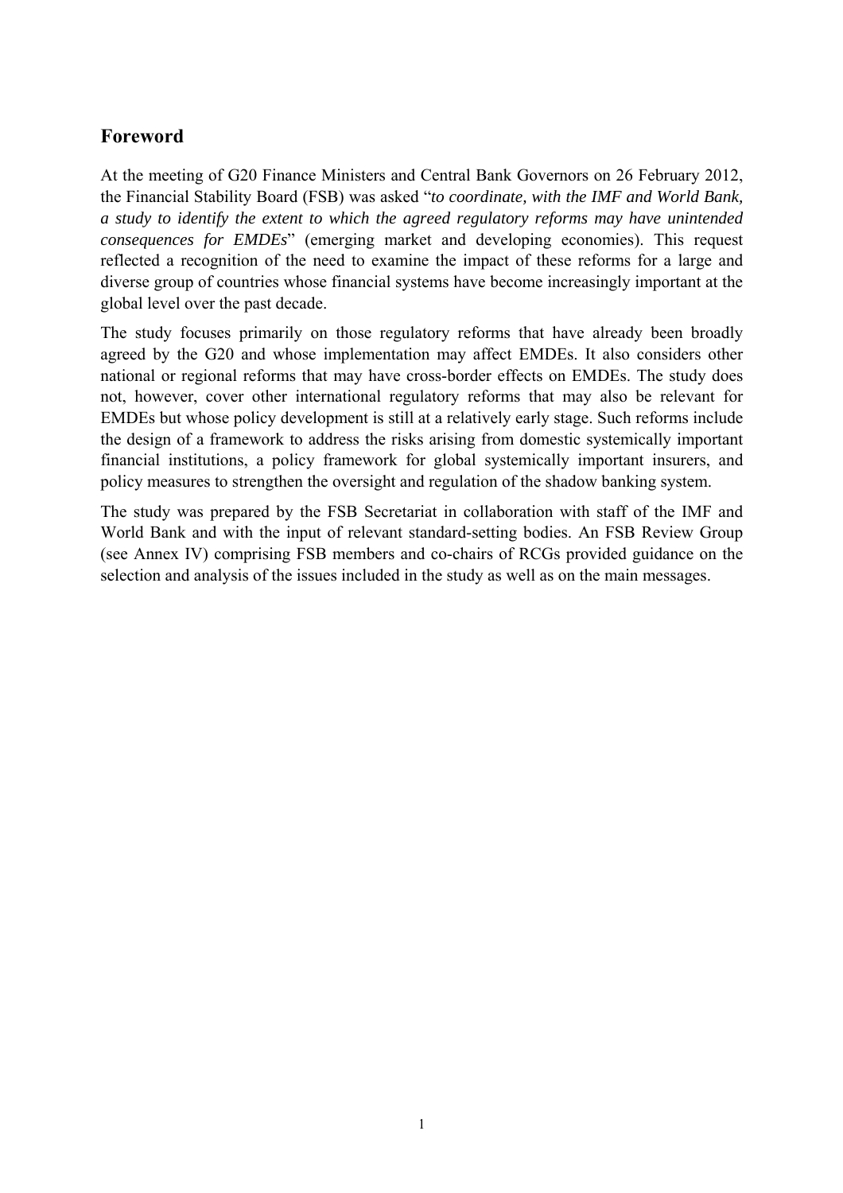## Foreword

At the meeting of G20 Finance Ministers and Central Bank Governors on 26 February 2012, the Financial Stability Board (FSB) was asked "*to coordinate, with the IMF and World Bank, a study to identify the extent to which the agreed regulatory reforms may have unintended consequences for EMDEs*" (emerging market and developing economies). This request reflected a recognition of the need to examine the impact of these reforms for a large and diverse group of countries whose financial systems have become increasingly important at the global level over the past decade.

The study focuses primarily on those regulatory reforms that have already been broadly agreed by the G20 and whose implementation may affect EMDEs. It also considers other national or regional reforms that may have cross-border effects on EMDEs. The study does not, however, cover other international regulatory reforms that may also be relevant for EMDEs but whose policy development is still at a relatively early stage. Such reforms include the design of a framework to address the risks arising from domestic systemically important financial institutions, a policy framework for global systemically important insurers, and policy measures to strengthen the oversight and regulation of the shadow banking system.

The study was prepared by the FSB Secretariat in collaboration with staff of the IMF and World Bank and with the input of relevant standard-setting bodies. An FSB Review Group (see Annex IV) comprising FSB members and co-chairs of RCGs provided guidance on the selection and analysis of the issues included in the study as well as on the main messages.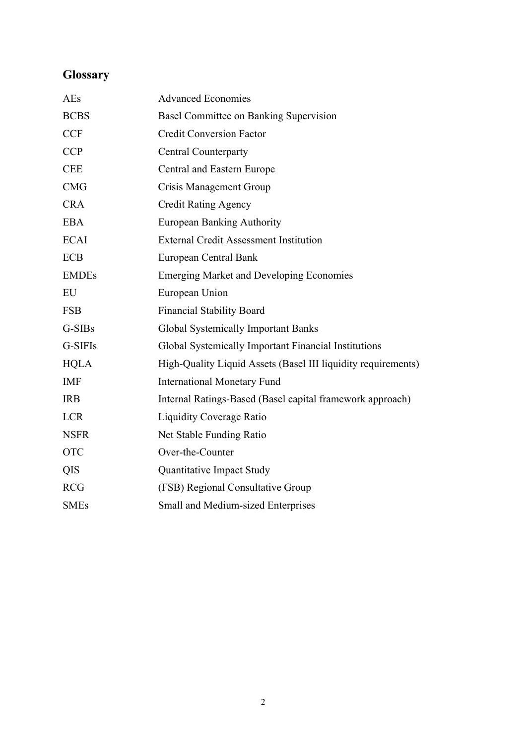## Glossary

| | |
|---|---|
| AEs | Advanced Economies |
| BCBS | Basel Committee on Banking Supervision |
| CCF | Credit Conversion Factor |
| CCP | Central Counterparty |
| CEE | Central and Eastern Europe |
| CMG | Crisis Management Group |
| CRA | Credit Rating Agency |
| EBA | European Banking Authority |
| ECAI | External Credit Assessment Institution |
| ECB | European Central Bank |
| EMDEs | Emerging Market and Developing Economies |
| EU | European Union |
| FSB | Financial Stability Board |
| G-SIBs | Global Systemically Important Banks |
| G-SIFIs | Global Systemically Important Financial Institutions |
| HQLA | High-Quality Liquid Assets (Basel III liquidity requirements) |
| IMF | International Monetary Fund |
| IRB | Internal Ratings-Based (Basel capital framework approach) |
| LCR | Liquidity Coverage Ratio |
| NSFR | Net Stable Funding Ratio |
| OTC | Over-the-Counter |
| QIS | Quantitative Impact Study |
| RCG | (FSB) Regional Consultative Group |
| SMEs | Small and Medium-sized Enterprises |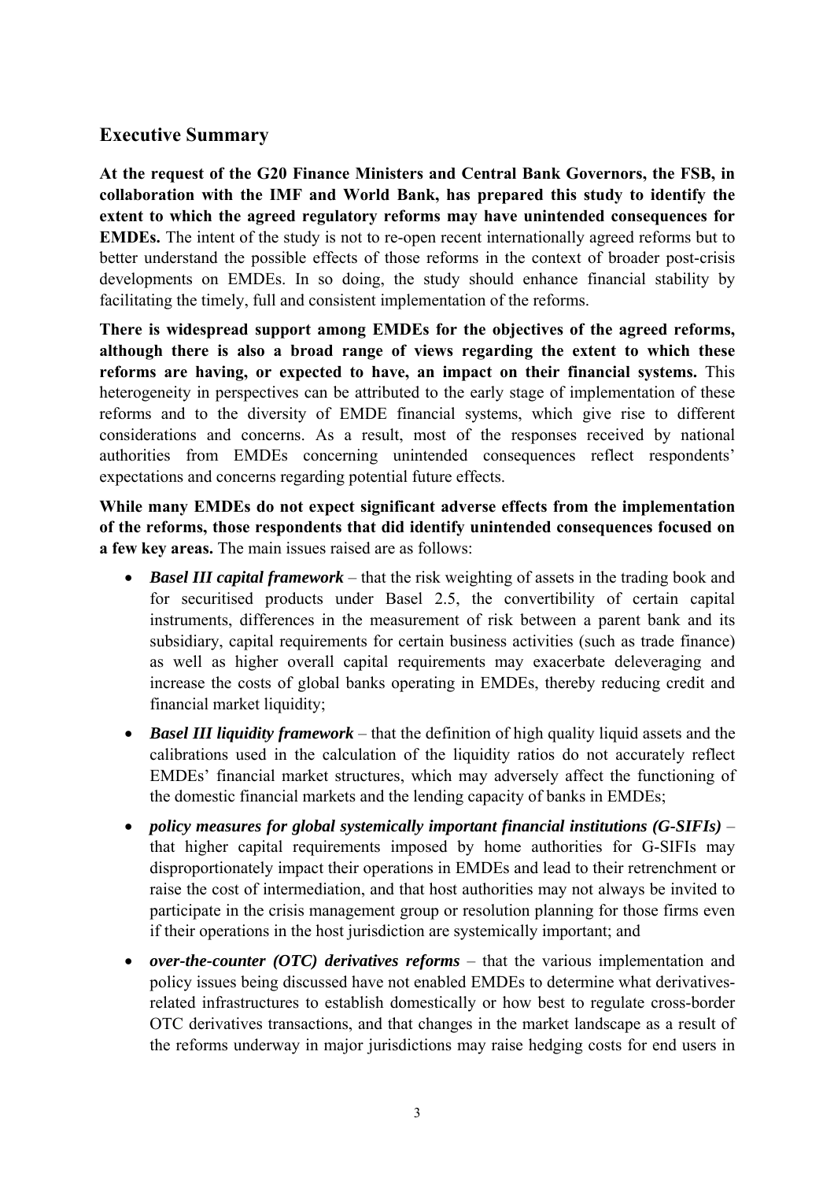## Executive Summary

**At the request of the G20 Finance Ministers and Central Bank Governors, the FSB, in collaboration with the IMF and World Bank, has prepared this study to identify the extent to which the agreed regulatory reforms may have unintended consequences for EMDEs.** The intent of the study is not to re-open recent internationally agreed reforms but to better understand the possible effects of those reforms in the context of broader post-crisis developments on EMDEs. In so doing, the study should enhance financial stability by facilitating the timely, full and consistent implementation of the reforms.

**There is widespread support among EMDEs for the objectives of the agreed reforms, although there is also a broad range of views regarding the extent to which these reforms are having, or expected to have, an impact on their financial systems.** This heterogeneity in perspectives can be attributed to the early stage of implementation of these reforms and to the diversity of EMDE financial systems, which give rise to different considerations and concerns. As a result, most of the responses received by national authorities from EMDEs concerning unintended consequences reflect respondents' expectations and concerns regarding potential future effects.

**While many EMDEs do not expect significant adverse effects from the implementation of the reforms, those respondents that did identify unintended consequences focused on a few key areas.** The main issues raised are as follows:

- ***Basel III capital framework*** – that the risk weighting of assets in the trading book and for securitised products under Basel 2.5, the convertibility of certain capital instruments, differences in the measurement of risk between a parent bank and its subsidiary, capital requirements for certain business activities (such as trade finance) as well as higher overall capital requirements may exacerbate deleveraging and increase the costs of global banks operating in EMDEs, thereby reducing credit and financial market liquidity;
- ***Basel III liquidity framework*** – that the definition of high quality liquid assets and the calibrations used in the calculation of the liquidity ratios do not accurately reflect EMDEs' financial market structures, which may adversely affect the functioning of the domestic financial markets and the lending capacity of banks in EMDEs;
- ***policy measures for global systemically important financial institutions (G-SIFIs)*** – that higher capital requirements imposed by home authorities for G-SIFIs may disproportionately impact their operations in EMDEs and lead to their retrenchment or raise the cost of intermediation, and that host authorities may not always be invited to participate in the crisis management group or resolution planning for those firms even if their operations in the host jurisdiction are systemically important; and
- ***over-the-counter (OTC) derivatives reforms*** – that the various implementation and policy issues being discussed have not enabled EMDEs to determine what derivatives-related infrastructures to establish domestically or how best to regulate cross-border OTC derivatives transactions, and that changes in the market landscape as a result of the reforms underway in major jurisdictions may raise hedging costs for end users in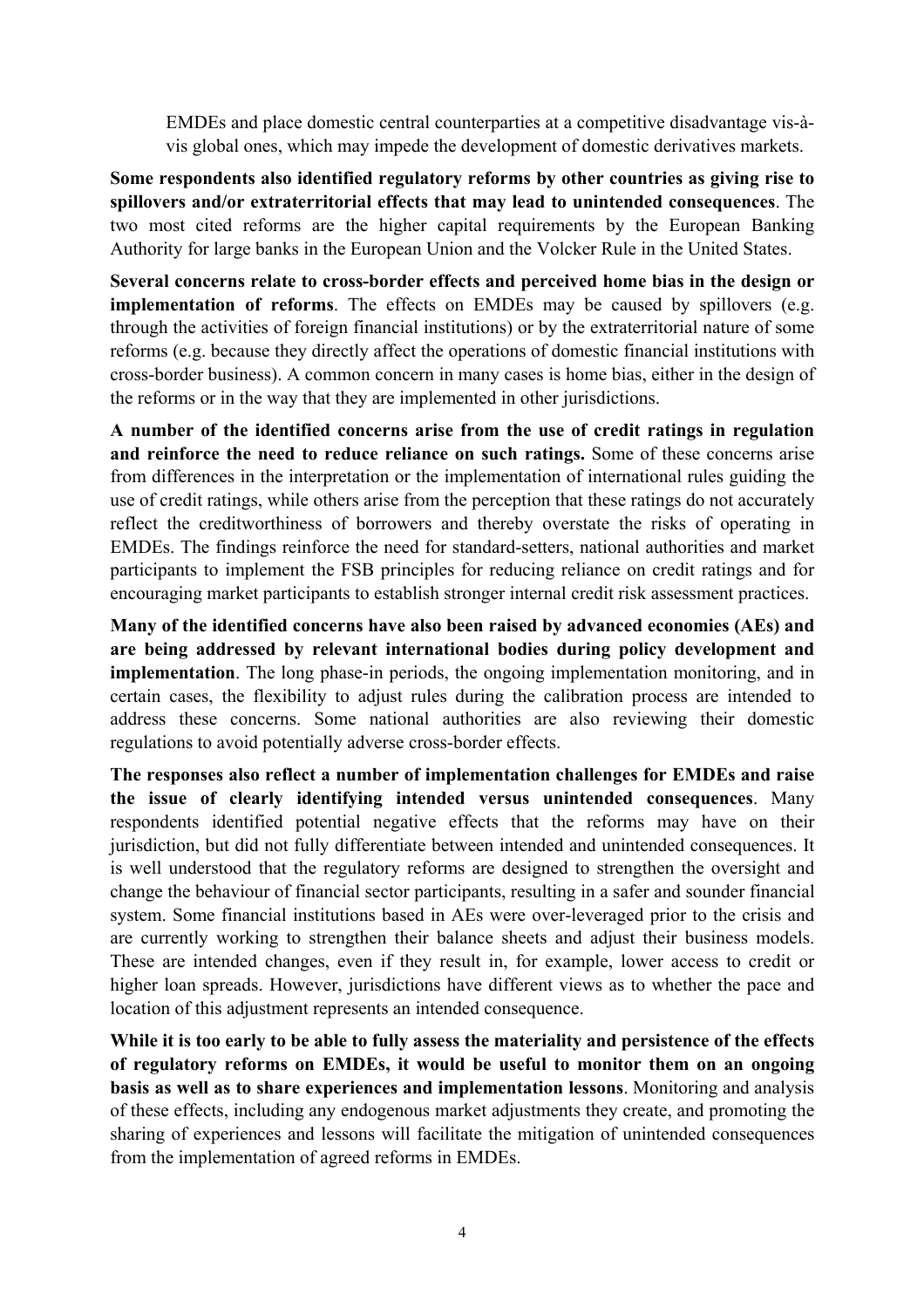EMDEs and place domestic central counterparties at a competitive disadvantage vis-à-vis global ones, which may impede the development of domestic derivatives markets.

**Some respondents also identified regulatory reforms by other countries as giving rise to spillovers and/or extraterritorial effects that may lead to unintended consequences**. The two most cited reforms are the higher capital requirements by the European Banking Authority for large banks in the European Union and the Volcker Rule in the United States.

**Several concerns relate to cross-border effects and perceived home bias in the design or implementation of reforms**. The effects on EMDEs may be caused by spillovers (e.g. through the activities of foreign financial institutions) or by the extraterritorial nature of some reforms (e.g. because they directly affect the operations of domestic financial institutions with cross-border business). A common concern in many cases is home bias, either in the design of the reforms or in the way that they are implemented in other jurisdictions.

**A number of the identified concerns arise from the use of credit ratings in regulation and reinforce the need to reduce reliance on such ratings.** Some of these concerns arise from differences in the interpretation or the implementation of international rules guiding the use of credit ratings, while others arise from the perception that these ratings do not accurately reflect the creditworthiness of borrowers and thereby overstate the risks of operating in EMDEs. The findings reinforce the need for standard-setters, national authorities and market participants to implement the FSB principles for reducing reliance on credit ratings and for encouraging market participants to establish stronger internal credit risk assessment practices.

**Many of the identified concerns have also been raised by advanced economies (AEs) and are being addressed by relevant international bodies during policy development and implementation**. The long phase-in periods, the ongoing implementation monitoring, and in certain cases, the flexibility to adjust rules during the calibration process are intended to address these concerns. Some national authorities are also reviewing their domestic regulations to avoid potentially adverse cross-border effects.

**The responses also reflect a number of implementation challenges for EMDEs and raise the issue of clearly identifying intended versus unintended consequences**. Many respondents identified potential negative effects that the reforms may have on their jurisdiction, but did not fully differentiate between intended and unintended consequences. It is well understood that the regulatory reforms are designed to strengthen the oversight and change the behaviour of financial sector participants, resulting in a safer and sounder financial system. Some financial institutions based in AEs were over-leveraged prior to the crisis and are currently working to strengthen their balance sheets and adjust their business models. These are intended changes, even if they result in, for example, lower access to credit or higher loan spreads. However, jurisdictions have different views as to whether the pace and location of this adjustment represents an intended consequence.

**While it is too early to be able to fully assess the materiality and persistence of the effects of regulatory reforms on EMDEs, it would be useful to monitor them on an ongoing basis as well as to share experiences and implementation lessons**. Monitoring and analysis of these effects, including any endogenous market adjustments they create, and promoting the sharing of experiences and lessons will facilitate the mitigation of unintended consequences from the implementation of agreed reforms in EMDEs.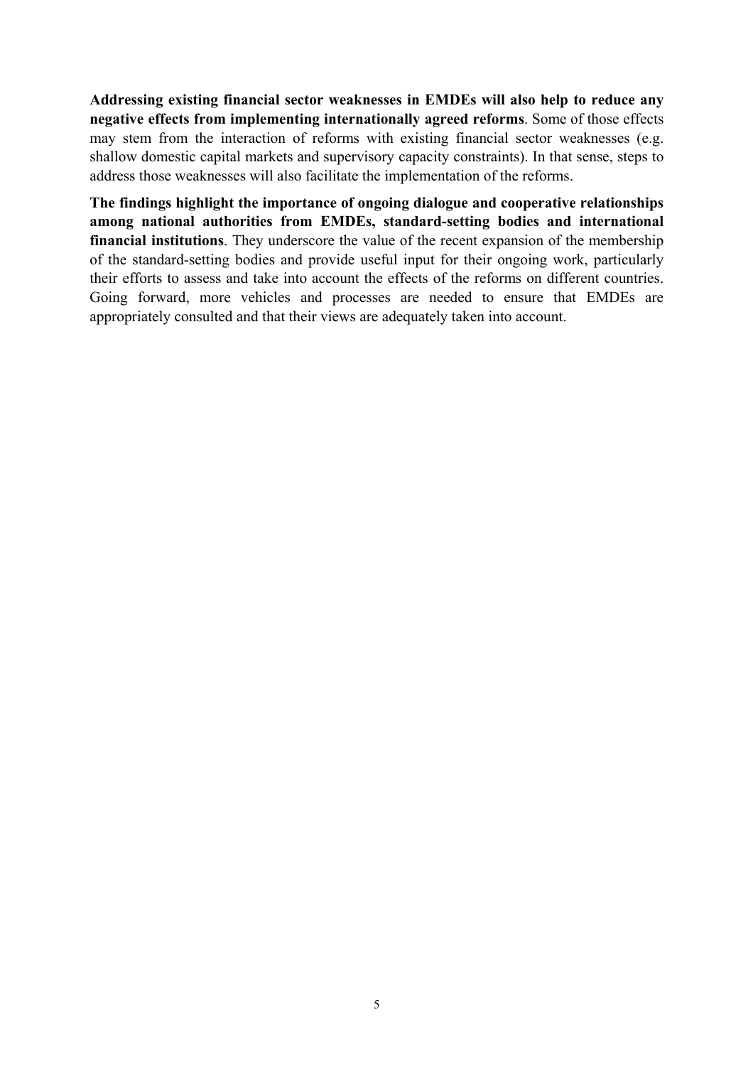**Addressing existing financial sector weaknesses in EMDEs will also help to reduce any negative effects from implementing internationally agreed reforms**. Some of those effects may stem from the interaction of reforms with existing financial sector weaknesses (e.g. shallow domestic capital markets and supervisory capacity constraints). In that sense, steps to address those weaknesses will also facilitate the implementation of the reforms.

**The findings highlight the importance of ongoing dialogue and cooperative relationships among national authorities from EMDEs, standard-setting bodies and international financial institutions**. They underscore the value of the recent expansion of the membership of the standard-setting bodies and provide useful input for their ongoing work, particularly their efforts to assess and take into account the effects of the reforms on different countries. Going forward, more vehicles and processes are needed to ensure that EMDEs are appropriately consulted and that their views are adequately taken into account.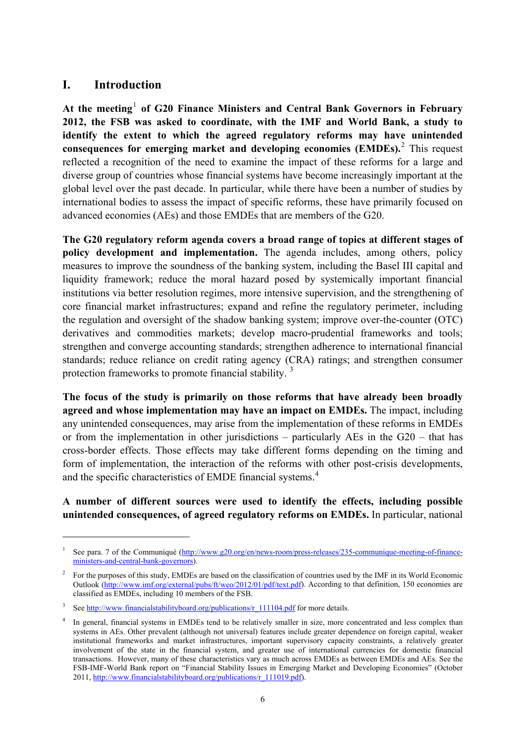# I. Introduction

**At the meeting[1] of G20 Finance Ministers and Central Bank Governors in February 2012, the FSB was asked to coordinate, with the IMF and World Bank, a study to identify the extent to which the agreed regulatory reforms may have unintended consequences for emerging market and developing economies (EMDEs).[2]** This request reflected a recognition of the need to examine the impact of these reforms for a large and diverse group of countries whose financial systems have become increasingly important at the global level over the past decade. In particular, while there have been a number of studies by international bodies to assess the impact of specific reforms, these have primarily focused on advanced economies (AEs) and those EMDEs that are members of the G20.

**The G20 regulatory reform agenda covers a broad range of topics at different stages of policy development and implementation.** The agenda includes, among others, policy measures to improve the soundness of the banking system, including the Basel III capital and liquidity framework; reduce the moral hazard posed by systemically important financial institutions via better resolution regimes, more intensive supervision, and the strengthening of core financial market infrastructures; expand and refine the regulatory perimeter, including the regulation and oversight of the shadow banking system; improve over-the-counter (OTC) derivatives and commodities markets; develop macro-prudential frameworks and tools; strengthen and converge accounting standards; strengthen adherence to international financial standards; reduce reliance on credit rating agency (CRA) ratings; and strengthen consumer protection frameworks to promote financial stability. [3]

**The focus of the study is primarily on those reforms that have already been broadly agreed and whose implementation may have an impact on EMDEs.** The impact, including any unintended consequences, may arise from the implementation of these reforms in EMDEs or from the implementation in other jurisdictions – particularly AEs in the G20 – that has cross-border effects. Those effects may take different forms depending on the timing and form of implementation, the interaction of the reforms with other post-crisis developments, and the specific characteristics of EMDE financial systems.[4]

**A number of different sources were used to identify the effects, including possible unintended consequences, of agreed regulatory reforms on EMDEs.** In particular, national

---

[1] See para. 7 of the Communiqué (http://www.g20.org/en/news-room/press-releases/235-communique-meeting-of-finance-ministers-and-central-bank-governors).

[2] For the purposes of this study, EMDEs are based on the classification of countries used by the IMF in its World Economic Outlook (http://www.imf.org/external/pubs/ft/weo/2012/01/pdf/text.pdf). According to that definition, 150 economies are classified as EMDEs, including 10 members of the FSB.

[3] See http://www.financialstabilityboard.org/publications/r_111104.pdf for more details.

[4] In general, financial systems in EMDEs tend to be relatively smaller in size, more concentrated and less complex than systems in AEs. Other prevalent (although not universal) features include greater dependence on foreign capital, weaker institutional frameworks and market infrastructures, important supervisory capacity constraints, a relatively greater involvement of the state in the financial system, and greater use of international currencies for domestic financial transactions. However, many of these characteristics vary as much across EMDEs as between EMDEs and AEs. See the FSB-IMF-World Bank report on "Financial Stability Issues in Emerging Market and Developing Economies" (October 2011, http://www.financialstabilityboard.org/publications/r_111019.pdf).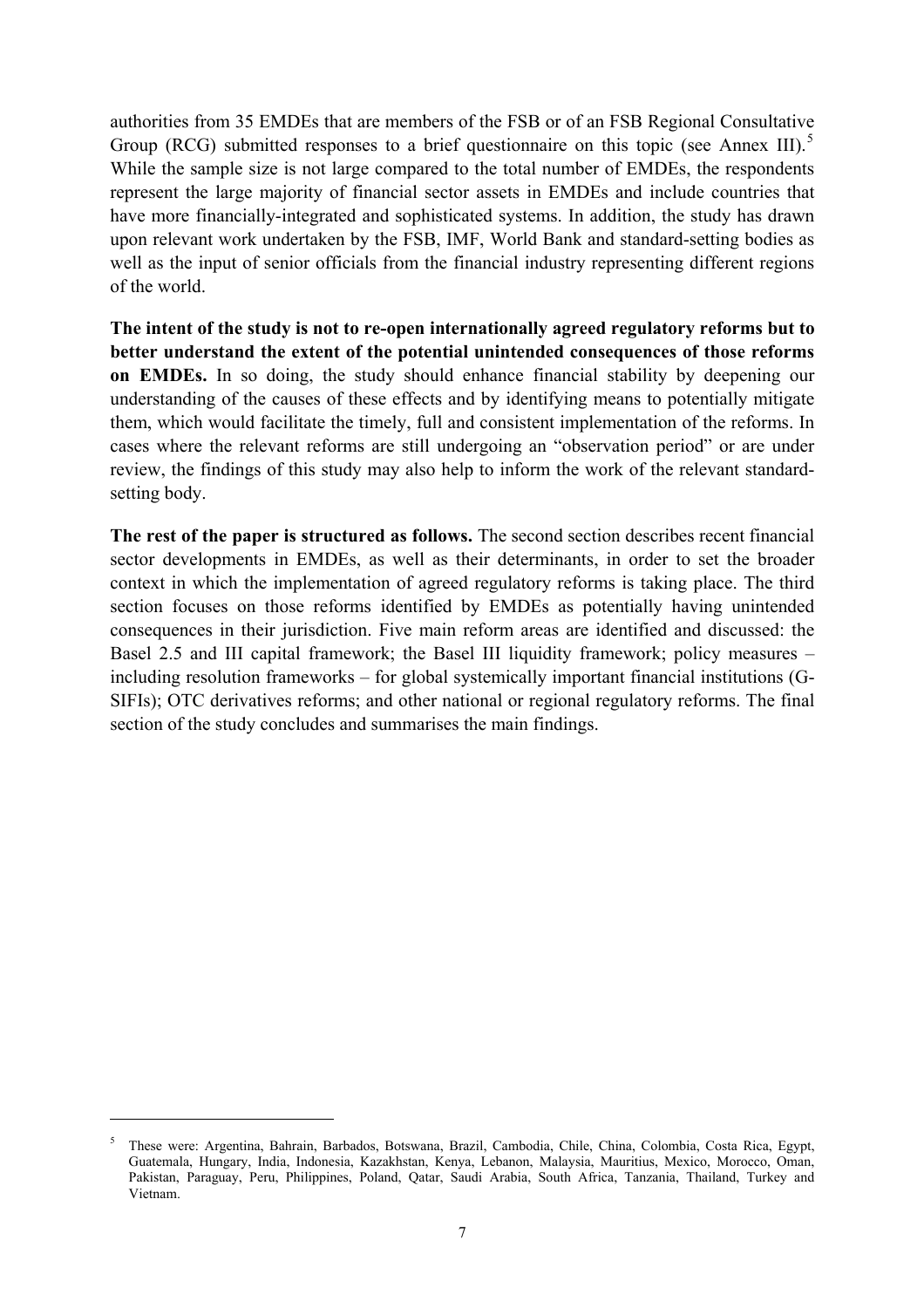authorities from 35 EMDEs that are members of the FSB or of an FSB Regional Consultative Group (RCG) submitted responses to a brief questionnaire on this topic (see Annex III).[5] While the sample size is not large compared to the total number of EMDEs, the respondents represent the large majority of financial sector assets in EMDEs and include countries that have more financially-integrated and sophisticated systems. In addition, the study has drawn upon relevant work undertaken by the FSB, IMF, World Bank and standard-setting bodies as well as the input of senior officials from the financial industry representing different regions of the world.

**The intent of the study is not to re-open internationally agreed regulatory reforms but to better understand the extent of the potential unintended consequences of those reforms on EMDEs.** In so doing, the study should enhance financial stability by deepening our understanding of the causes of these effects and by identifying means to potentially mitigate them, which would facilitate the timely, full and consistent implementation of the reforms. In cases where the relevant reforms are still undergoing an "observation period" or are under review, the findings of this study may also help to inform the work of the relevant standard-setting body.

**The rest of the paper is structured as follows.** The second section describes recent financial sector developments in EMDEs, as well as their determinants, in order to set the broader context in which the implementation of agreed regulatory reforms is taking place. The third section focuses on those reforms identified by EMDEs as potentially having unintended consequences in their jurisdiction. Five main reform areas are identified and discussed: the Basel 2.5 and III capital framework; the Basel III liquidity framework; policy measures – including resolution frameworks – for global systemically important financial institutions (G-SIFIs); OTC derivatives reforms; and other national or regional regulatory reforms. The final section of the study concludes and summarises the main findings.

---

[5] These were: Argentina, Bahrain, Barbados, Botswana, Brazil, Cambodia, Chile, China, Colombia, Costa Rica, Egypt, Guatemala, Hungary, India, Indonesia, Kazakhstan, Kenya, Lebanon, Malaysia, Mauritius, Mexico, Morocco, Oman, Pakistan, Paraguay, Peru, Philippines, Poland, Qatar, Saudi Arabia, South Africa, Tanzania, Thailand, Turkey and Vietnam.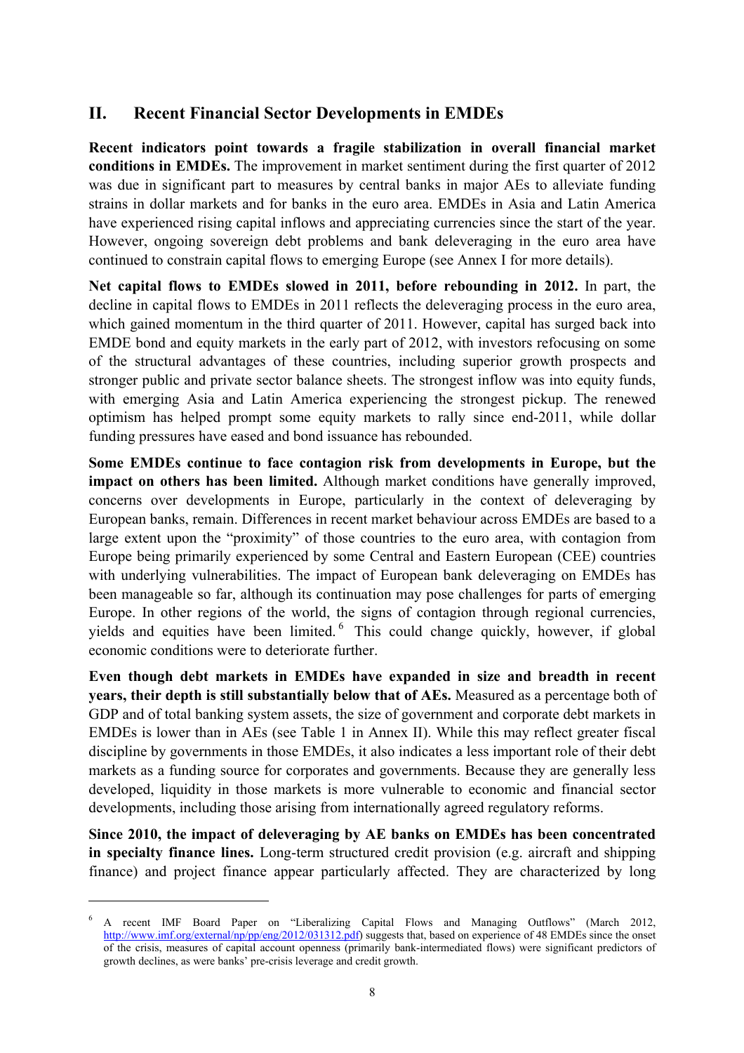## II. Recent Financial Sector Developments in EMDEs

**Recent indicators point towards a fragile stabilization in overall financial market conditions in EMDEs.** The improvement in market sentiment during the first quarter of 2012 was due in significant part to measures by central banks in major AEs to alleviate funding strains in dollar markets and for banks in the euro area. EMDEs in Asia and Latin America have experienced rising capital inflows and appreciating currencies since the start of the year. However, ongoing sovereign debt problems and bank deleveraging in the euro area have continued to constrain capital flows to emerging Europe (see Annex I for more details).

**Net capital flows to EMDEs slowed in 2011, before rebounding in 2012.** In part, the decline in capital flows to EMDEs in 2011 reflects the deleveraging process in the euro area, which gained momentum in the third quarter of 2011. However, capital has surged back into EMDE bond and equity markets in the early part of 2012, with investors refocusing on some of the structural advantages of these countries, including superior growth prospects and stronger public and private sector balance sheets. The strongest inflow was into equity funds, with emerging Asia and Latin America experiencing the strongest pickup. The renewed optimism has helped prompt some equity markets to rally since end-2011, while dollar funding pressures have eased and bond issuance has rebounded.

**Some EMDEs continue to face contagion risk from developments in Europe, but the impact on others has been limited.** Although market conditions have generally improved, concerns over developments in Europe, particularly in the context of deleveraging by European banks, remain. Differences in recent market behaviour across EMDEs are based to a large extent upon the "proximity" of those countries to the euro area, with contagion from Europe being primarily experienced by some Central and Eastern European (CEE) countries with underlying vulnerabilities. The impact of European bank deleveraging on EMDEs has been manageable so far, although its continuation may pose challenges for parts of emerging Europe. In other regions of the world, the signs of contagion through regional currencies, yields and equities have been limited.[6] This could change quickly, however, if global economic conditions were to deteriorate further.

**Even though debt markets in EMDEs have expanded in size and breadth in recent years, their depth is still substantially below that of AEs.** Measured as a percentage both of GDP and of total banking system assets, the size of government and corporate debt markets in EMDEs is lower than in AEs (see Table 1 in Annex II). While this may reflect greater fiscal discipline by governments in those EMDEs, it also indicates a less important role of their debt markets as a funding source for corporates and governments. Because they are generally less developed, liquidity in those markets is more vulnerable to economic and financial sector developments, including those arising from internationally agreed regulatory reforms.

**Since 2010, the impact of deleveraging by AE banks on EMDEs has been concentrated in specialty finance lines.** Long-term structured credit provision (e.g. aircraft and shipping finance) and project finance appear particularly affected. They are characterized by long

---

[6] A recent IMF Board Paper on "Liberalizing Capital Flows and Managing Outflows" (March 2012, http://www.imf.org/external/np/pp/eng/2012/031312.pdf) suggests that, based on experience of 48 EMDEs since the onset of the crisis, measures of capital account openness (primarily bank-intermediated flows) were significant predictors of growth declines, as were banks' pre-crisis leverage and credit growth.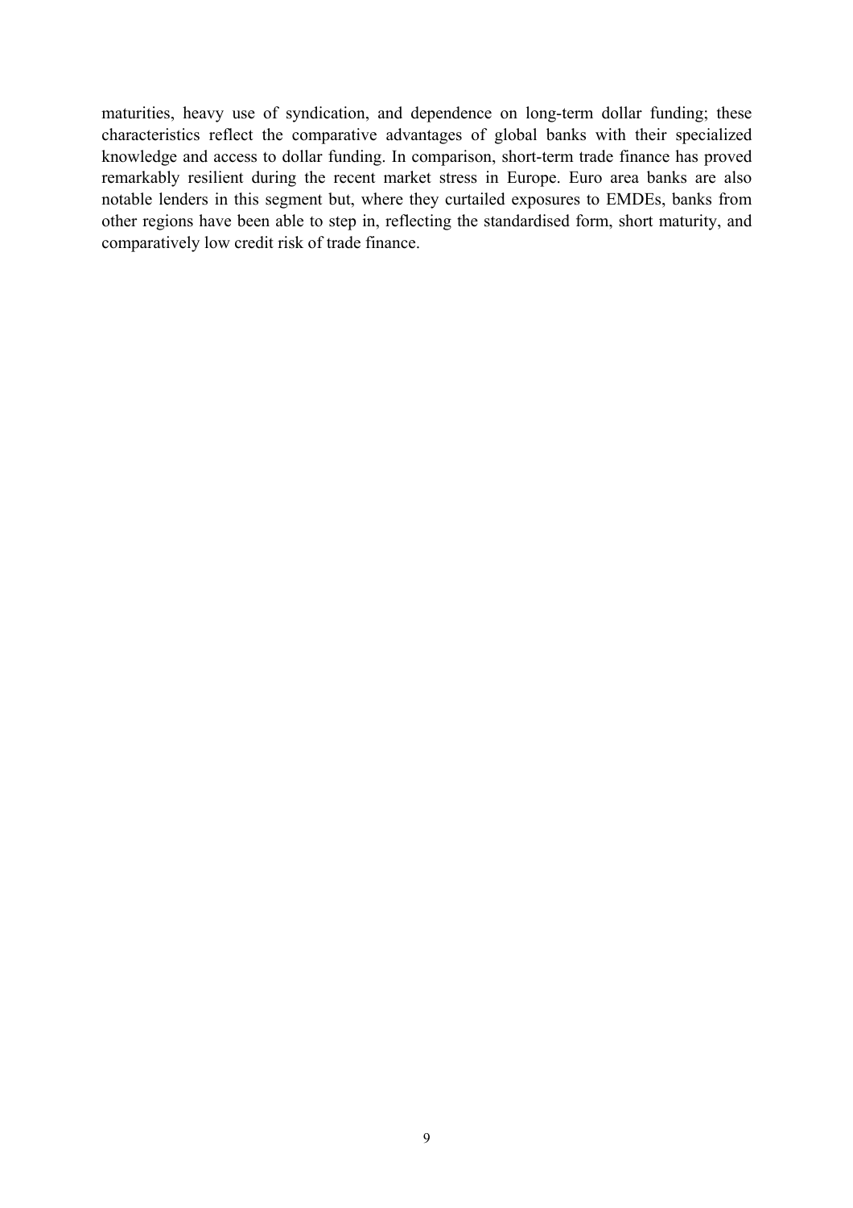maturities, heavy use of syndication, and dependence on long-term dollar funding; these characteristics reflect the comparative advantages of global banks with their specialized knowledge and access to dollar funding. In comparison, short-term trade finance has proved remarkably resilient during the recent market stress in Europe. Euro area banks are also notable lenders in this segment but, where they curtailed exposures to EMDEs, banks from other regions have been able to step in, reflecting the standardised form, short maturity, and comparatively low credit risk of trade finance.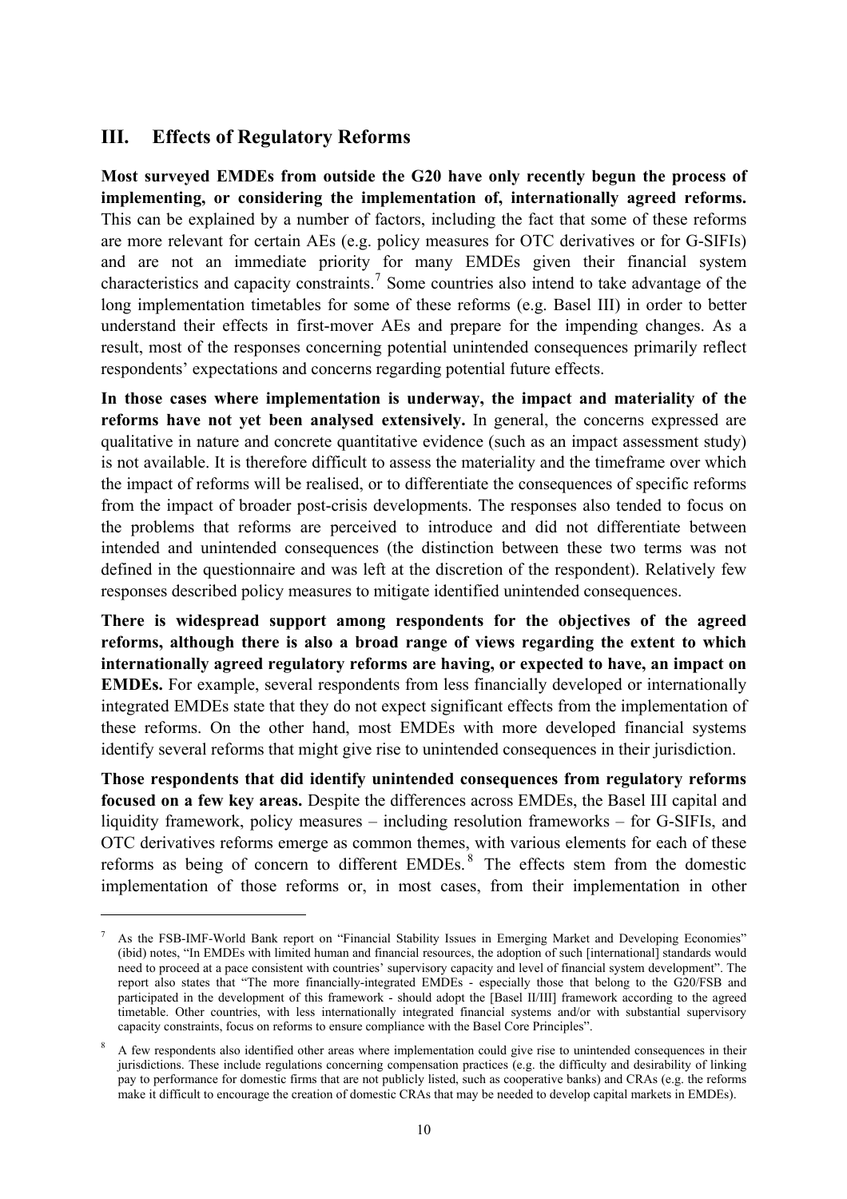## III. Effects of Regulatory Reforms

**Most surveyed EMDEs from outside the G20 have only recently begun the process of implementing, or considering the implementation of, internationally agreed reforms.** This can be explained by a number of factors, including the fact that some of these reforms are more relevant for certain AEs (e.g. policy measures for OTC derivatives or for G-SIFIs) and are not an immediate priority for many EMDEs given their financial system characteristics and capacity constraints.[7] Some countries also intend to take advantage of the long implementation timetables for some of these reforms (e.g. Basel III) in order to better understand their effects in first-mover AEs and prepare for the impending changes. As a result, most of the responses concerning potential unintended consequences primarily reflect respondents' expectations and concerns regarding potential future effects.

**In those cases where implementation is underway, the impact and materiality of the reforms have not yet been analysed extensively.** In general, the concerns expressed are qualitative in nature and concrete quantitative evidence (such as an impact assessment study) is not available. It is therefore difficult to assess the materiality and the timeframe over which the impact of reforms will be realised, or to differentiate the consequences of specific reforms from the impact of broader post-crisis developments. The responses also tended to focus on the problems that reforms are perceived to introduce and did not differentiate between intended and unintended consequences (the distinction between these two terms was not defined in the questionnaire and was left at the discretion of the respondent). Relatively few responses described policy measures to mitigate identified unintended consequences.

**There is widespread support among respondents for the objectives of the agreed reforms, although there is also a broad range of views regarding the extent to which internationally agreed regulatory reforms are having, or expected to have, an impact on EMDEs.** For example, several respondents from less financially developed or internationally integrated EMDEs state that they do not expect significant effects from the implementation of these reforms. On the other hand, most EMDEs with more developed financial systems identify several reforms that might give rise to unintended consequences in their jurisdiction.

**Those respondents that did identify unintended consequences from regulatory reforms focused on a few key areas.** Despite the differences across EMDEs, the Basel III capital and liquidity framework, policy measures – including resolution frameworks – for G-SIFIs, and OTC derivatives reforms emerge as common themes, with various elements for each of these reforms as being of concern to different EMDEs.[8] The effects stem from the domestic implementation of those reforms or, in most cases, from their implementation in other

---

[7] As the FSB-IMF-World Bank report on "Financial Stability Issues in Emerging Market and Developing Economies" (ibid) notes, "In EMDEs with limited human and financial resources, the adoption of such [international] standards would need to proceed at a pace consistent with countries' supervisory capacity and level of financial system development". The report also states that "The more financially-integrated EMDEs - especially those that belong to the G20/FSB and participated in the development of this framework - should adopt the [Basel II/III] framework according to the agreed timetable. Other countries, with less internationally integrated financial systems and/or with substantial supervisory capacity constraints, focus on reforms to ensure compliance with the Basel Core Principles".

[8] A few respondents also identified other areas where implementation could give rise to unintended consequences in their jurisdictions. These include regulations concerning compensation practices (e.g. the difficulty and desirability of linking pay to performance for domestic firms that are not publicly listed, such as cooperative banks) and CRAs (e.g. the reforms make it difficult to encourage the creation of domestic CRAs that may be needed to develop capital markets in EMDEs).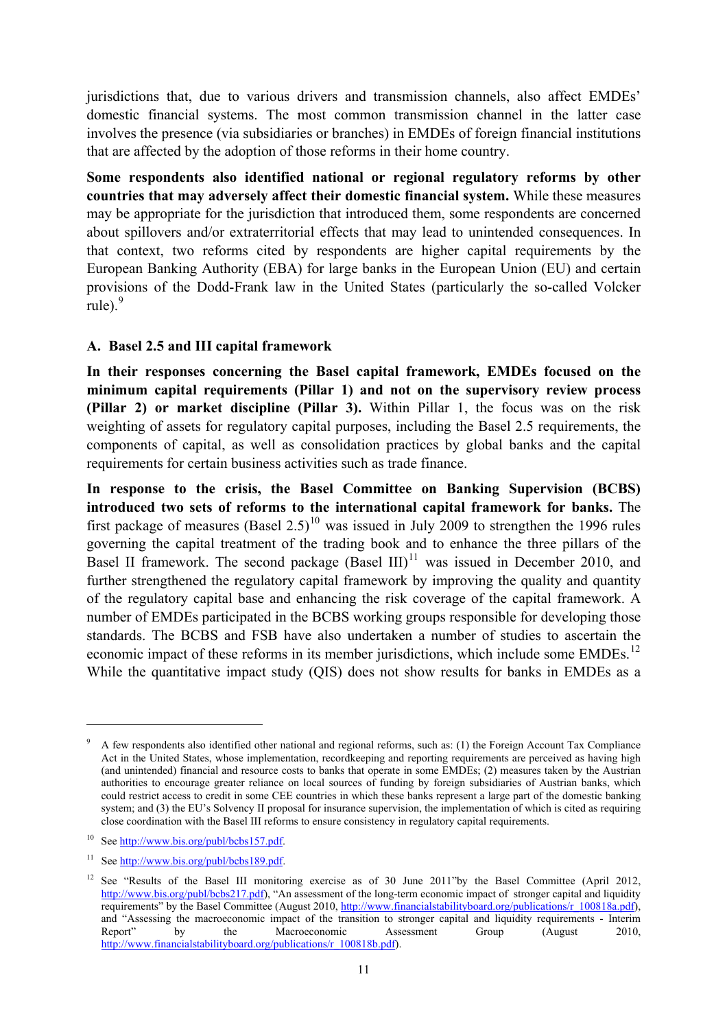jurisdictions that, due to various drivers and transmission channels, also affect EMDEs' domestic financial systems. The most common transmission channel in the latter case involves the presence (via subsidiaries or branches) in EMDEs of foreign financial institutions that are affected by the adoption of those reforms in their home country.

**Some respondents also identified national or regional regulatory reforms by other countries that may adversely affect their domestic financial system.** While these measures may be appropriate for the jurisdiction that introduced them, some respondents are concerned about spillovers and/or extraterritorial effects that may lead to unintended consequences. In that context, two reforms cited by respondents are higher capital requirements by the European Banking Authority (EBA) for large banks in the European Union (EU) and certain provisions of the Dodd-Frank law in the United States (particularly the so-called Volcker rule).[9]

### A. Basel 2.5 and III capital framework

**In their responses concerning the Basel capital framework, EMDEs focused on the minimum capital requirements (Pillar 1) and not on the supervisory review process (Pillar 2) or market discipline (Pillar 3).** Within Pillar 1, the focus was on the risk weighting of assets for regulatory capital purposes, including the Basel 2.5 requirements, the components of capital, as well as consolidation practices by global banks and the capital requirements for certain business activities such as trade finance.

**In response to the crisis, the Basel Committee on Banking Supervision (BCBS) introduced two sets of reforms to the international capital framework for banks.** The first package of measures (Basel 2.5)[10] was issued in July 2009 to strengthen the 1996 rules governing the capital treatment of the trading book and to enhance the three pillars of the Basel II framework. The second package (Basel III)[11] was issued in December 2010, and further strengthened the regulatory capital framework by improving the quality and quantity of the regulatory capital base and enhancing the risk coverage of the capital framework. A number of EMDEs participated in the BCBS working groups responsible for developing those standards. The BCBS and FSB have also undertaken a number of studies to ascertain the economic impact of these reforms in its member jurisdictions, which include some EMDEs.[12] While the quantitative impact study (QIS) does not show results for banks in EMDEs as a

---

[9] A few respondents also identified other national and regional reforms, such as: (1) the Foreign Account Tax Compliance Act in the United States, whose implementation, recordkeeping and reporting requirements are perceived as having high (and unintended) financial and resource costs to banks that operate in some EMDEs; (2) measures taken by the Austrian authorities to encourage greater reliance on local sources of funding by foreign subsidiaries of Austrian banks, which could restrict access to credit in some CEE countries in which these banks represent a large part of the domestic banking system; and (3) the EU's Solvency II proposal for insurance supervision, the implementation of which is cited as requiring close coordination with the Basel III reforms to ensure consistency in regulatory capital requirements.

[10] See http://www.bis.org/publ/bcbs157.pdf.

[11] See http://www.bis.org/publ/bcbs189.pdf.

[12] See "Results of the Basel III monitoring exercise as of 30 June 2011" by the Basel Committee (April 2012, http://www.bis.org/publ/bcbs217.pdf), "An assessment of the long-term economic impact of stronger capital and liquidity requirements" by the Basel Committee (August 2010, http://www.financialstabilityboard.org/publications/r_100818a.pdf), and "Assessing the macroeconomic impact of the transition to stronger capital and liquidity requirements - Interim Report" by the Macroeconomic Assessment Group (August 2010, http://www.financialstabilityboard.org/publications/r_100818b.pdf).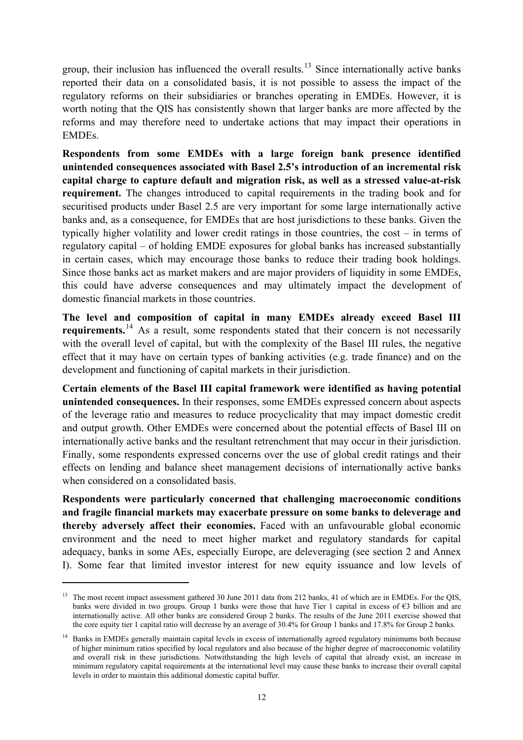group, their inclusion has influenced the overall results.[13] Since internationally active banks reported their data on a consolidated basis, it is not possible to assess the impact of the regulatory reforms on their subsidiaries or branches operating in EMDEs. However, it is worth noting that the QIS has consistently shown that larger banks are more affected by the reforms and may therefore need to undertake actions that may impact their operations in EMDEs.

**Respondents from some EMDEs with a large foreign bank presence identified unintended consequences associated with Basel 2.5's introduction of an incremental risk capital charge to capture default and migration risk, as well as a stressed value-at-risk requirement.** The changes introduced to capital requirements in the trading book and for securitised products under Basel 2.5 are very important for some large internationally active banks and, as a consequence, for EMDEs that are host jurisdictions to these banks. Given the typically higher volatility and lower credit ratings in those countries, the cost – in terms of regulatory capital – of holding EMDE exposures for global banks has increased substantially in certain cases, which may encourage those banks to reduce their trading book holdings. Since those banks act as market makers and are major providers of liquidity in some EMDEs, this could have adverse consequences and may ultimately impact the development of domestic financial markets in those countries.

**The level and composition of capital in many EMDEs already exceed Basel III requirements.**[14] As a result, some respondents stated that their concern is not necessarily with the overall level of capital, but with the complexity of the Basel III rules, the negative effect that it may have on certain types of banking activities (e.g. trade finance) and on the development and functioning of capital markets in their jurisdiction.

**Certain elements of the Basel III capital framework were identified as having potential unintended consequences.** In their responses, some EMDEs expressed concern about aspects of the leverage ratio and measures to reduce procyclicality that may impact domestic credit and output growth. Other EMDEs were concerned about the potential effects of Basel III on internationally active banks and the resultant retrenchment that may occur in their jurisdiction. Finally, some respondents expressed concerns over the use of global credit ratings and their effects on lending and balance sheet management decisions of internationally active banks when considered on a consolidated basis.

**Respondents were particularly concerned that challenging macroeconomic conditions and fragile financial markets may exacerbate pressure on some banks to deleverage and thereby adversely affect their economies.** Faced with an unfavourable global economic environment and the need to meet higher market and regulatory standards for capital adequacy, banks in some AEs, especially Europe, are deleveraging (see section 2 and Annex I). Some fear that limited investor interest for new equity issuance and low levels of

---

[13] The most recent impact assessment gathered 30 June 2011 data from 212 banks, 41 of which are in EMDEs. For the QIS, banks were divided in two groups. Group 1 banks were those that have Tier 1 capital in excess of €3 billion and are internationally active. All other banks are considered Group 2 banks. The results of the June 2011 exercise showed that the core equity tier 1 capital ratio will decrease by an average of 30.4% for Group 1 banks and 17.8% for Group 2 banks.

[14] Banks in EMDEs generally maintain capital levels in excess of internationally agreed regulatory minimums both because of higher minimum ratios specified by local regulators and also because of the higher degree of macroeconomic volatility and overall risk in these jurisdictions. Notwithstanding the high levels of capital that already exist, an increase in minimum regulatory capital requirements at the international level may cause these banks to increase their overall capital levels in order to maintain this additional domestic capital buffer.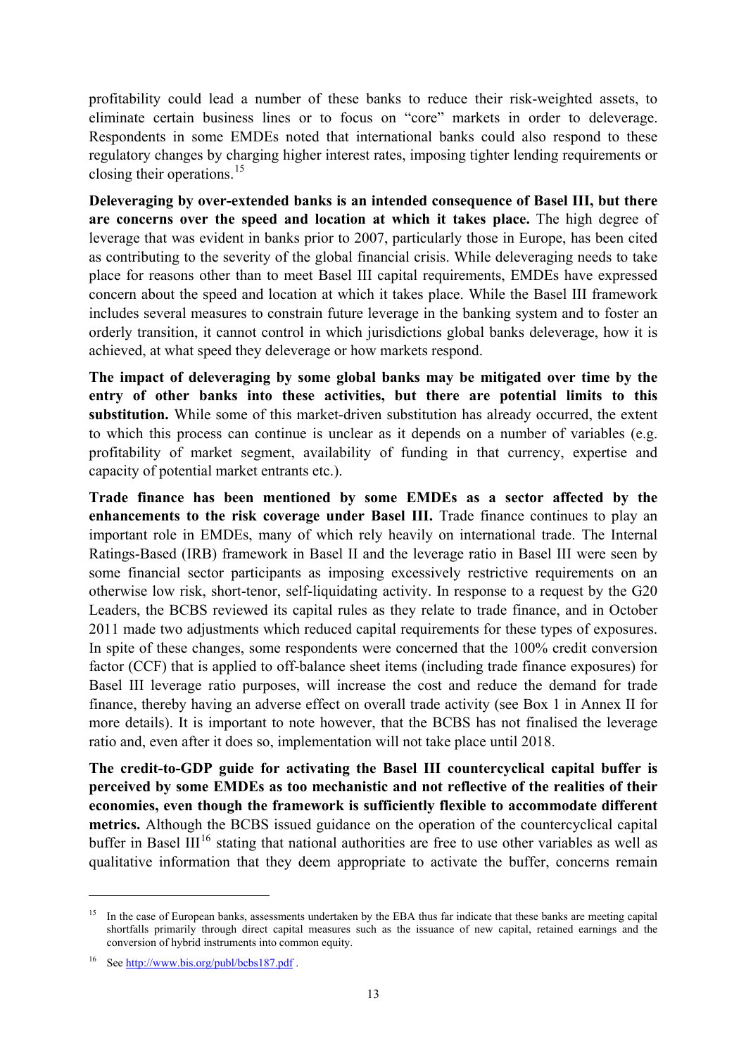profitability could lead a number of these banks to reduce their risk-weighted assets, to eliminate certain business lines or to focus on "core" markets in order to deleverage. Respondents in some EMDEs noted that international banks could also respond to these regulatory changes by charging higher interest rates, imposing tighter lending requirements or closing their operations.[15]

**Deleveraging by over-extended banks is an intended consequence of Basel III, but there are concerns over the speed and location at which it takes place.** The high degree of leverage that was evident in banks prior to 2007, particularly those in Europe, has been cited as contributing to the severity of the global financial crisis. While deleveraging needs to take place for reasons other than to meet Basel III capital requirements, EMDEs have expressed concern about the speed and location at which it takes place. While the Basel III framework includes several measures to constrain future leverage in the banking system and to foster an orderly transition, it cannot control in which jurisdictions global banks deleverage, how it is achieved, at what speed they deleverage or how markets respond.

**The impact of deleveraging by some global banks may be mitigated over time by the entry of other banks into these activities, but there are potential limits to this substitution.** While some of this market-driven substitution has already occurred, the extent to which this process can continue is unclear as it depends on a number of variables (e.g. profitability of market segment, availability of funding in that currency, expertise and capacity of potential market entrants etc.).

**Trade finance has been mentioned by some EMDEs as a sector affected by the enhancements to the risk coverage under Basel III.** Trade finance continues to play an important role in EMDEs, many of which rely heavily on international trade. The Internal Ratings-Based (IRB) framework in Basel II and the leverage ratio in Basel III were seen by some financial sector participants as imposing excessively restrictive requirements on an otherwise low risk, short-tenor, self-liquidating activity. In response to a request by the G20 Leaders, the BCBS reviewed its capital rules as they relate to trade finance, and in October 2011 made two adjustments which reduced capital requirements for these types of exposures. In spite of these changes, some respondents were concerned that the 100% credit conversion factor (CCF) that is applied to off-balance sheet items (including trade finance exposures) for Basel III leverage ratio purposes, will increase the cost and reduce the demand for trade finance, thereby having an adverse effect on overall trade activity (see Box 1 in Annex II for more details). It is important to note however, that the BCBS has not finalised the leverage ratio and, even after it does so, implementation will not take place until 2018.

**The credit-to-GDP guide for activating the Basel III countercyclical capital buffer is perceived by some EMDEs as too mechanistic and not reflective of the realities of their economies, even though the framework is sufficiently flexible to accommodate different metrics.** Although the BCBS issued guidance on the operation of the countercyclical capital buffer in Basel III[16] stating that national authorities are free to use other variables as well as qualitative information that they deem appropriate to activate the buffer, concerns remain

---

[15] In the case of European banks, assessments undertaken by the EBA thus far indicate that these banks are meeting capital shortfalls primarily through direct capital measures such as the issuance of new capital, retained earnings and the conversion of hybrid instruments into common equity.

[16] See http://www.bis.org/publ/bcbs187.pdf .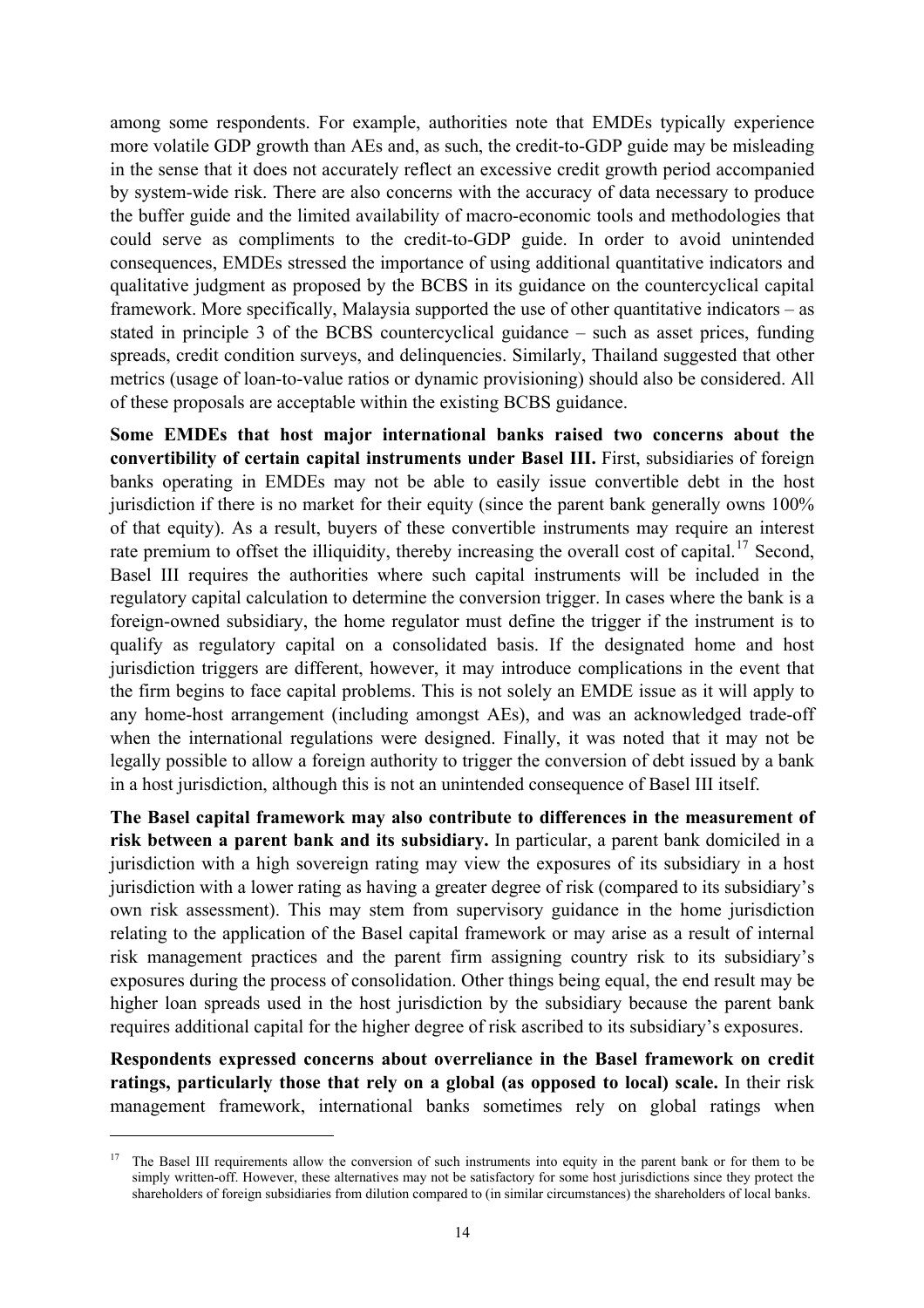among some respondents. For example, authorities note that EMDEs typically experience more volatile GDP growth than AEs and, as such, the credit-to-GDP guide may be misleading in the sense that it does not accurately reflect an excessive credit growth period accompanied by system-wide risk. There are also concerns with the accuracy of data necessary to produce the buffer guide and the limited availability of macro-economic tools and methodologies that could serve as compliments to the credit-to-GDP guide. In order to avoid unintended consequences, EMDEs stressed the importance of using additional quantitative indicators and qualitative judgment as proposed by the BCBS in its guidance on the countercyclical capital framework. More specifically, Malaysia supported the use of other quantitative indicators – as stated in principle 3 of the BCBS countercyclical guidance – such as asset prices, funding spreads, credit condition surveys, and delinquencies. Similarly, Thailand suggested that other metrics (usage of loan-to-value ratios or dynamic provisioning) should also be considered. All of these proposals are acceptable within the existing BCBS guidance.

**Some EMDEs that host major international banks raised two concerns about the convertibility of certain capital instruments under Basel III.** First, subsidiaries of foreign banks operating in EMDEs may not be able to easily issue convertible debt in the host jurisdiction if there is no market for their equity (since the parent bank generally owns 100% of that equity). As a result, buyers of these convertible instruments may require an interest rate premium to offset the illiquidity, thereby increasing the overall cost of capital.[17] Second, Basel III requires the authorities where such capital instruments will be included in the regulatory capital calculation to determine the conversion trigger. In cases where the bank is a foreign-owned subsidiary, the home regulator must define the trigger if the instrument is to qualify as regulatory capital on a consolidated basis. If the designated home and host jurisdiction triggers are different, however, it may introduce complications in the event that the firm begins to face capital problems. This is not solely an EMDE issue as it will apply to any home-host arrangement (including amongst AEs), and was an acknowledged trade-off when the international regulations were designed. Finally, it was noted that it may not be legally possible to allow a foreign authority to trigger the conversion of debt issued by a bank in a host jurisdiction, although this is not an unintended consequence of Basel III itself.

**The Basel capital framework may also contribute to differences in the measurement of risk between a parent bank and its subsidiary.** In particular, a parent bank domiciled in a jurisdiction with a high sovereign rating may view the exposures of its subsidiary in a host jurisdiction with a lower rating as having a greater degree of risk (compared to its subsidiary's own risk assessment). This may stem from supervisory guidance in the home jurisdiction relating to the application of the Basel capital framework or may arise as a result of internal risk management practices and the parent firm assigning country risk to its subsidiary's exposures during the process of consolidation. Other things being equal, the end result may be higher loan spreads used in the host jurisdiction by the subsidiary because the parent bank requires additional capital for the higher degree of risk ascribed to its subsidiary's exposures.

**Respondents expressed concerns about overreliance in the Basel framework on credit ratings, particularly those that rely on a global (as opposed to local) scale.** In their risk management framework, international banks sometimes rely on global ratings when

[17] The Basel III requirements allow the conversion of such instruments into equity in the parent bank or for them to be simply written-off. However, these alternatives may not be satisfactory for some host jurisdictions since they protect the shareholders of foreign subsidiaries from dilution compared to (in similar circumstances) the shareholders of local banks.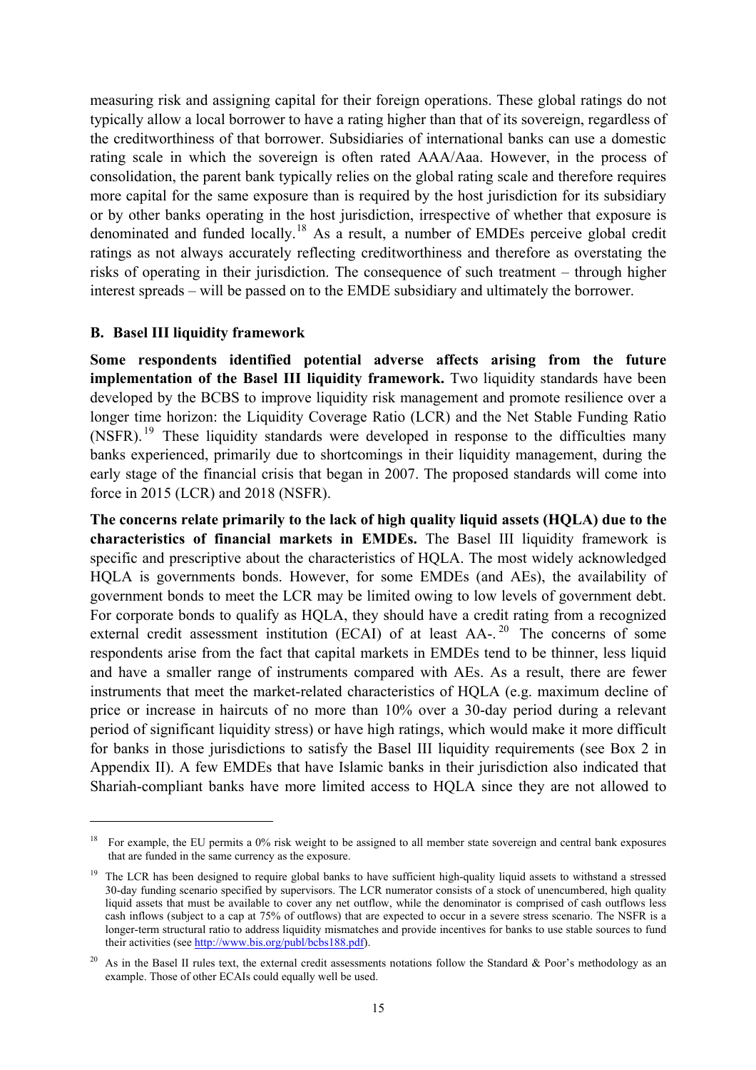measuring risk and assigning capital for their foreign operations. These global ratings do not typically allow a local borrower to have a rating higher than that of its sovereign, regardless of the creditworthiness of that borrower. Subsidiaries of international banks can use a domestic rating scale in which the sovereign is often rated AAA/Aaa. However, in the process of consolidation, the parent bank typically relies on the global rating scale and therefore requires more capital for the same exposure than is required by the host jurisdiction for its subsidiary or by other banks operating in the host jurisdiction, irrespective of whether that exposure is denominated and funded locally.[18] As a result, a number of EMDEs perceive global credit ratings as not always accurately reflecting creditworthiness and therefore as overstating the risks of operating in their jurisdiction. The consequence of such treatment – through higher interest spreads – will be passed on to the EMDE subsidiary and ultimately the borrower.

### B. Basel III liquidity framework

**Some respondents identified potential adverse affects arising from the future implementation of the Basel III liquidity framework.** Two liquidity standards have been developed by the BCBS to improve liquidity risk management and promote resilience over a longer time horizon: the Liquidity Coverage Ratio (LCR) and the Net Stable Funding Ratio (NSFR).[19] These liquidity standards were developed in response to the difficulties many banks experienced, primarily due to shortcomings in their liquidity management, during the early stage of the financial crisis that began in 2007. The proposed standards will come into force in 2015 (LCR) and 2018 (NSFR).

**The concerns relate primarily to the lack of high quality liquid assets (HQLA) due to the characteristics of financial markets in EMDEs.** The Basel III liquidity framework is specific and prescriptive about the characteristics of HQLA. The most widely acknowledged HQLA is governments bonds. However, for some EMDEs (and AEs), the availability of government bonds to meet the LCR may be limited owing to low levels of government debt. For corporate bonds to qualify as HQLA, they should have a credit rating from a recognized external credit assessment institution (ECAI) of at least AA-.[20] The concerns of some respondents arise from the fact that capital markets in EMDEs tend to be thinner, less liquid and have a smaller range of instruments compared with AEs. As a result, there are fewer instruments that meet the market-related characteristics of HQLA (e.g. maximum decline of price or increase in haircuts of no more than 10% over a 30-day period during a relevant period of significant liquidity stress) or have high ratings, which would make it more difficult for banks in those jurisdictions to satisfy the Basel III liquidity requirements (see Box 2 in Appendix II). A few EMDEs that have Islamic banks in their jurisdiction also indicated that Shariah-compliant banks have more limited access to HQLA since they are not allowed to

---

[18] For example, the EU permits a 0% risk weight to be assigned to all member state sovereign and central bank exposures that are funded in the same currency as the exposure.

[19] The LCR has been designed to require global banks to have sufficient high-quality liquid assets to withstand a stressed 30-day funding scenario specified by supervisors. The LCR numerator consists of a stock of unencumbered, high quality liquid assets that must be available to cover any net outflow, while the denominator is comprised of cash outflows less cash inflows (subject to a cap at 75% of outflows) that are expected to occur in a severe stress scenario. The NSFR is a longer-term structural ratio to address liquidity mismatches and provide incentives for banks to use stable sources to fund their activities (see http://www.bis.org/publ/bcbs188.pdf).

[20] As in the Basel II rules text, the external credit assessments notations follow the Standard & Poor's methodology as an example. Those of other ECAIs could equally well be used.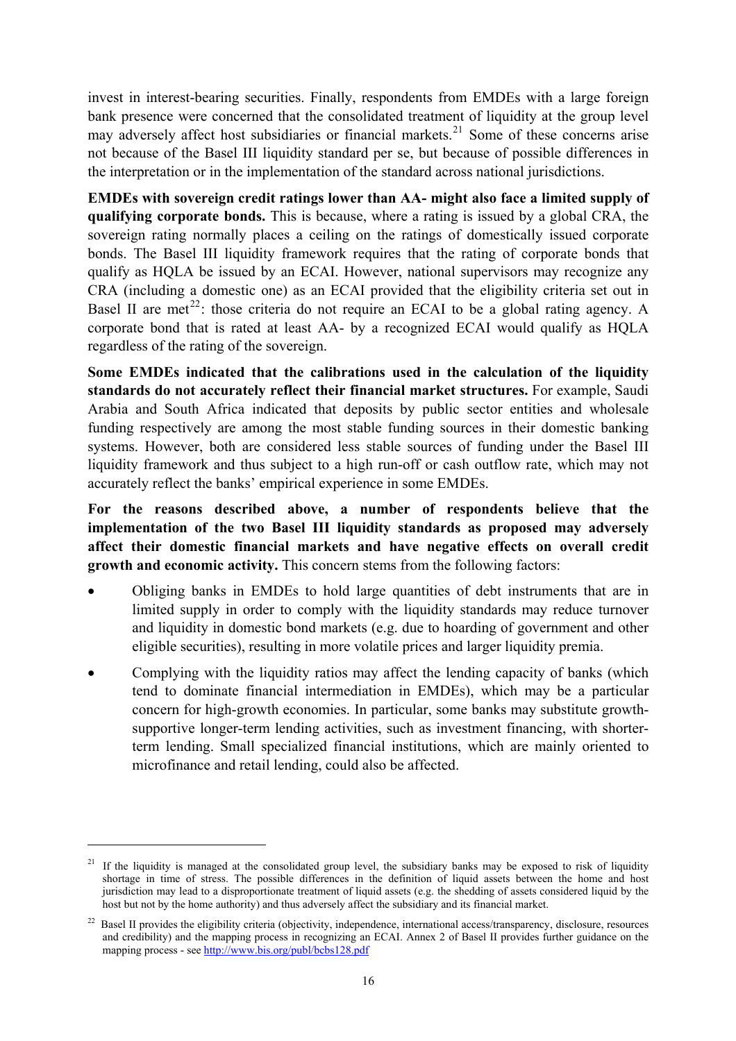invest in interest-bearing securities. Finally, respondents from EMDEs with a large foreign bank presence were concerned that the consolidated treatment of liquidity at the group level may adversely affect host subsidiaries or financial markets.[21] Some of these concerns arise not because of the Basel III liquidity standard per se, but because of possible differences in the interpretation or in the implementation of the standard across national jurisdictions.

**EMDEs with sovereign credit ratings lower than AA- might also face a limited supply of qualifying corporate bonds.** This is because, where a rating is issued by a global CRA, the sovereign rating normally places a ceiling on the ratings of domestically issued corporate bonds. The Basel III liquidity framework requires that the rating of corporate bonds that qualify as HQLA be issued by an ECAI. However, national supervisors may recognize any CRA (including a domestic one) as an ECAI provided that the eligibility criteria set out in Basel II are met[22]: those criteria do not require an ECAI to be a global rating agency. A corporate bond that is rated at least AA- by a recognized ECAI would qualify as HQLA regardless of the rating of the sovereign.

**Some EMDEs indicated that the calibrations used in the calculation of the liquidity standards do not accurately reflect their financial market structures.** For example, Saudi Arabia and South Africa indicated that deposits by public sector entities and wholesale funding respectively are among the most stable funding sources in their domestic banking systems. However, both are considered less stable sources of funding under the Basel III liquidity framework and thus subject to a high run-off or cash outflow rate, which may not accurately reflect the banks' empirical experience in some EMDEs.

**For the reasons described above, a number of respondents believe that the implementation of the two Basel III liquidity standards as proposed may adversely affect their domestic financial markets and have negative effects on overall credit growth and economic activity.** This concern stems from the following factors:

- Obliging banks in EMDEs to hold large quantities of debt instruments that are in limited supply in order to comply with the liquidity standards may reduce turnover and liquidity in domestic bond markets (e.g. due to hoarding of government and other eligible securities), resulting in more volatile prices and larger liquidity premia.
- Complying with the liquidity ratios may affect the lending capacity of banks (which tend to dominate financial intermediation in EMDEs), which may be a particular concern for high-growth economies. In particular, some banks may substitute growth-supportive longer-term lending activities, such as investment financing, with shorter-term lending. Small specialized financial institutions, which are mainly oriented to microfinance and retail lending, could also be affected.

---

[21] If the liquidity is managed at the consolidated group level, the subsidiary banks may be exposed to risk of liquidity shortage in time of stress. The possible differences in the definition of liquid assets between the home and host jurisdiction may lead to a disproportionate treatment of liquid assets (e.g. the shedding of assets considered liquid by the host but not by the home authority) and thus adversely affect the subsidiary and its financial market.

[22] Basel II provides the eligibility criteria (objectivity, independence, international access/transparency, disclosure, resources and credibility) and the mapping process in recognizing an ECAI. Annex 2 of Basel II provides further guidance on the mapping process - see http://www.bis.org/publ/bcbs128.pdf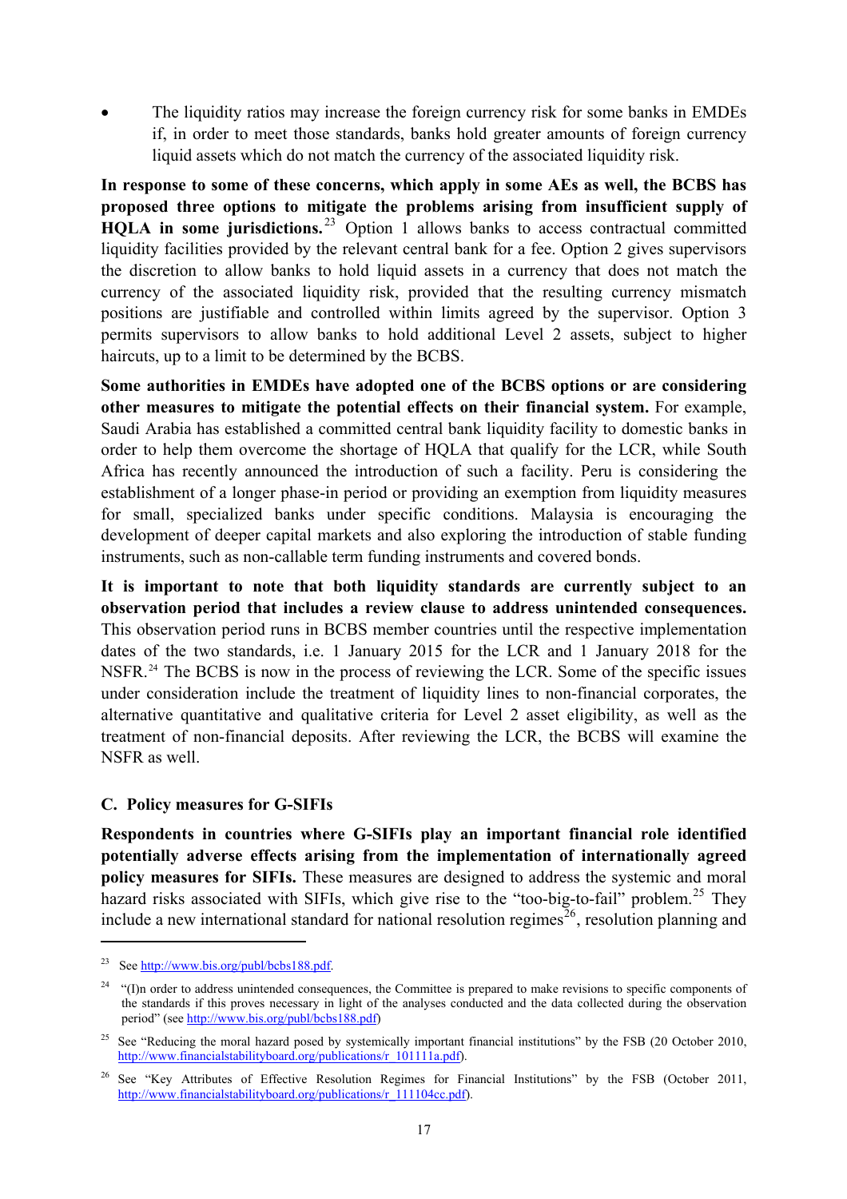- The liquidity ratios may increase the foreign currency risk for some banks in EMDEs if, in order to meet those standards, banks hold greater amounts of foreign currency liquid assets which do not match the currency of the associated liquidity risk.

**In response to some of these concerns, which apply in some AEs as well, the BCBS has proposed three options to mitigate the problems arising from insufficient supply of HQLA in some jurisdictions.**[23] Option 1 allows banks to access contractual committed liquidity facilities provided by the relevant central bank for a fee. Option 2 gives supervisors the discretion to allow banks to hold liquid assets in a currency that does not match the currency of the associated liquidity risk, provided that the resulting currency mismatch positions are justifiable and controlled within limits agreed by the supervisor. Option 3 permits supervisors to allow banks to hold additional Level 2 assets, subject to higher haircuts, up to a limit to be determined by the BCBS.

**Some authorities in EMDEs have adopted one of the BCBS options or are considering other measures to mitigate the potential effects on their financial system.** For example, Saudi Arabia has established a committed central bank liquidity facility to domestic banks in order to help them overcome the shortage of HQLA that qualify for the LCR, while South Africa has recently announced the introduction of such a facility. Peru is considering the establishment of a longer phase-in period or providing an exemption from liquidity measures for small, specialized banks under specific conditions. Malaysia is encouraging the development of deeper capital markets and also exploring the introduction of stable funding instruments, such as non-callable term funding instruments and covered bonds.

**It is important to note that both liquidity standards are currently subject to an observation period that includes a review clause to address unintended consequences.** This observation period runs in BCBS member countries until the respective implementation dates of the two standards, i.e. 1 January 2015 for the LCR and 1 January 2018 for the NSFR.[24] The BCBS is now in the process of reviewing the LCR. Some of the specific issues under consideration include the treatment of liquidity lines to non-financial corporates, the alternative quantitative and qualitative criteria for Level 2 asset eligibility, as well as the treatment of non-financial deposits. After reviewing the LCR, the BCBS will examine the NSFR as well.

### C. Policy measures for G-SIFIs

**Respondents in countries where G-SIFIs play an important financial role identified potentially adverse effects arising from the implementation of internationally agreed policy measures for SIFIs.** These measures are designed to address the systemic and moral hazard risks associated with SIFIs, which give rise to the "too-big-to-fail" problem.[25] They include a new international standard for national resolution regimes[26], resolution planning and

---

[23] See http://www.bis.org/publ/bcbs188.pdf.

[24] "(I)n order to address unintended consequences, the Committee is prepared to make revisions to specific components of the standards if this proves necessary in light of the analyses conducted and the data collected during the observation period" (see http://www.bis.org/publ/bcbs188.pdf)

[25] See "Reducing the moral hazard posed by systemically important financial institutions" by the FSB (20 October 2010, http://www.financialstabilityboard.org/publications/r_101111a.pdf).

[26] See "Key Attributes of Effective Resolution Regimes for Financial Institutions" by the FSB (October 2011, http://www.financialstabilityboard.org/publications/r_111104cc.pdf).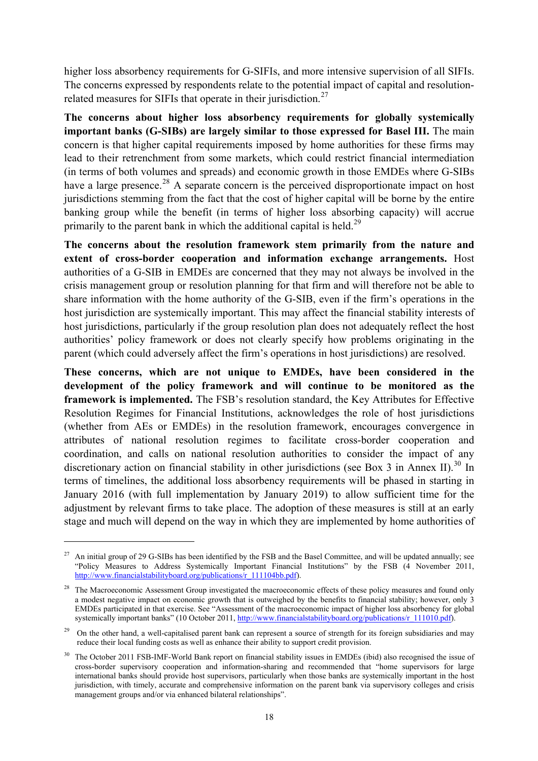higher loss absorbency requirements for G-SIFIs, and more intensive supervision of all SIFIs. The concerns expressed by respondents relate to the potential impact of capital and resolution-related measures for SIFIs that operate in their jurisdiction.[27]

**The concerns about higher loss absorbency requirements for globally systemically important banks (G-SIBs) are largely similar to those expressed for Basel III.** The main concern is that higher capital requirements imposed by home authorities for these firms may lead to their retrenchment from some markets, which could restrict financial intermediation (in terms of both volumes and spreads) and economic growth in those EMDEs where G-SIBs have a large presence.[28] A separate concern is the perceived disproportionate impact on host jurisdictions stemming from the fact that the cost of higher capital will be borne by the entire banking group while the benefit (in terms of higher loss absorbing capacity) will accrue primarily to the parent bank in which the additional capital is held.[29]

**The concerns about the resolution framework stem primarily from the nature and extent of cross-border cooperation and information exchange arrangements.** Host authorities of a G-SIB in EMDEs are concerned that they may not always be involved in the crisis management group or resolution planning for that firm and will therefore not be able to share information with the home authority of the G-SIB, even if the firm's operations in the host jurisdiction are systemically important. This may affect the financial stability interests of host jurisdictions, particularly if the group resolution plan does not adequately reflect the host authorities' policy framework or does not clearly specify how problems originating in the parent (which could adversely affect the firm's operations in host jurisdictions) are resolved.

**These concerns, which are not unique to EMDEs, have been considered in the development of the policy framework and will continue to be monitored as the framework is implemented.** The FSB's resolution standard, the Key Attributes for Effective Resolution Regimes for Financial Institutions, acknowledges the role of host jurisdictions (whether from AEs or EMDEs) in the resolution framework, encourages convergence in attributes of national resolution regimes to facilitate cross-border cooperation and coordination, and calls on national resolution authorities to consider the impact of any discretionary action on financial stability in other jurisdictions (see Box 3 in Annex II).[30] In terms of timelines, the additional loss absorbency requirements will be phased in starting in January 2016 (with full implementation by January 2019) to allow sufficient time for the adjustment by relevant firms to take place. The adoption of these measures is still at an early stage and much will depend on the way in which they are implemented by home authorities of

---

[27] An initial group of 29 G-SIBs has been identified by the FSB and the Basel Committee, and will be updated annually; see "Policy Measures to Address Systemically Important Financial Institutions" by the FSB (4 November 2011, http://www.financialstabilityboard.org/publications/r_111104bb.pdf).

[28] The Macroeconomic Assessment Group investigated the macroeconomic effects of these policy measures and found only a modest negative impact on economic growth that is outweighed by the benefits to financial stability; however, only 3 EMDEs participated in that exercise. See "Assessment of the macroeconomic impact of higher loss absorbency for global systemically important banks" (10 October 2011, http://www.financialstabilityboard.org/publications/r_111010.pdf).

[29] On the other hand, a well-capitalised parent bank can represent a source of strength for its foreign subsidiaries and may reduce their local funding costs as well as enhance their ability to support credit provision.

[30] The October 2011 FSB-IMF-World Bank report on financial stability issues in EMDEs (ibid) also recognised the issue of cross-border supervisory cooperation and information-sharing and recommended that "home supervisors for large international banks should provide host supervisors, particularly when those banks are systemically important in the host jurisdiction, with timely, accurate and comprehensive information on the parent bank via supervisory colleges and crisis management groups and/or via enhanced bilateral relationships".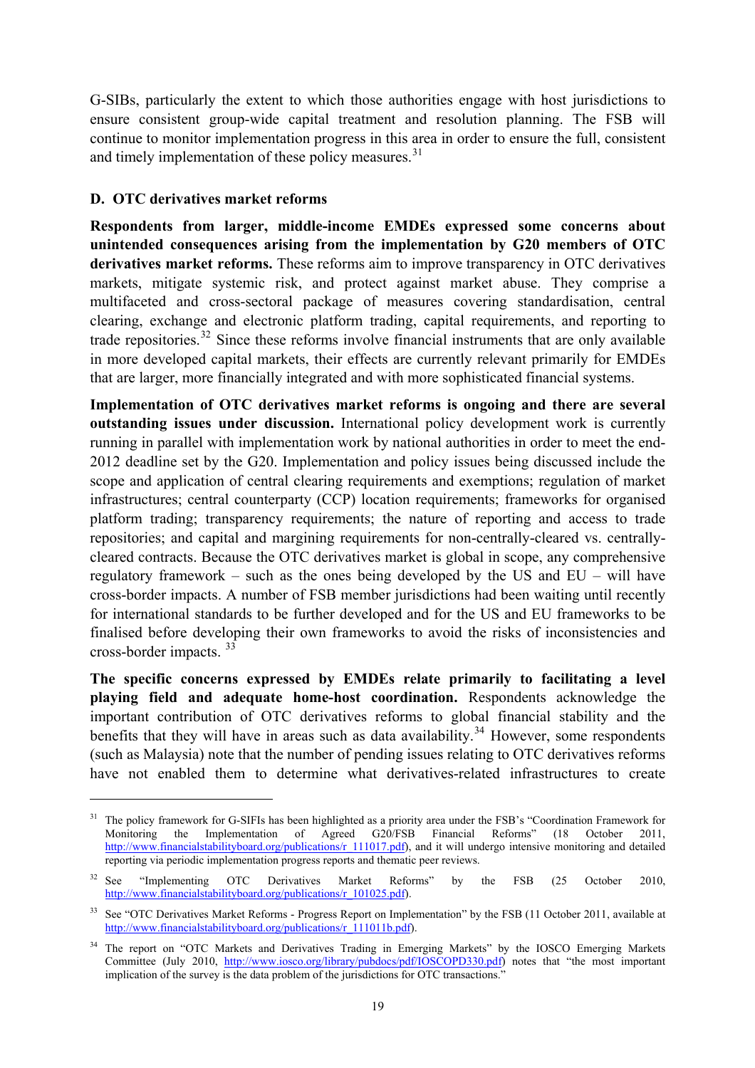G-SIBs, particularly the extent to which those authorities engage with host jurisdictions to ensure consistent group-wide capital treatment and resolution planning. The FSB will continue to monitor implementation progress in this area in order to ensure the full, consistent and timely implementation of these policy measures.[31]

### D. OTC derivatives market reforms

**Respondents from larger, middle-income EMDEs expressed some concerns about unintended consequences arising from the implementation by G20 members of OTC derivatives market reforms.** These reforms aim to improve transparency in OTC derivatives markets, mitigate systemic risk, and protect against market abuse. They comprise a multifaceted and cross-sectoral package of measures covering standardisation, central clearing, exchange and electronic platform trading, capital requirements, and reporting to trade repositories.[32] Since these reforms involve financial instruments that are only available in more developed capital markets, their effects are currently relevant primarily for EMDEs that are larger, more financially integrated and with more sophisticated financial systems.

**Implementation of OTC derivatives market reforms is ongoing and there are several outstanding issues under discussion.** International policy development work is currently running in parallel with implementation work by national authorities in order to meet the end-2012 deadline set by the G20. Implementation and policy issues being discussed include the scope and application of central clearing requirements and exemptions; regulation of market infrastructures; central counterparty (CCP) location requirements; frameworks for organised platform trading; transparency requirements; the nature of reporting and access to trade repositories; and capital and margining requirements for non-centrally-cleared vs. centrally-cleared contracts. Because the OTC derivatives market is global in scope, any comprehensive regulatory framework – such as the ones being developed by the US and EU – will have cross-border impacts. A number of FSB member jurisdictions had been waiting until recently for international standards to be further developed and for the US and EU frameworks to be finalised before developing their own frameworks to avoid the risks of inconsistencies and cross-border impacts. [33]

**The specific concerns expressed by EMDEs relate primarily to facilitating a level playing field and adequate home-host coordination.** Respondents acknowledge the important contribution of OTC derivatives reforms to global financial stability and the benefits that they will have in areas such as data availability.[34] However, some respondents (such as Malaysia) note that the number of pending issues relating to OTC derivatives reforms have not enabled them to determine what derivatives-related infrastructures to create

---

[31] The policy framework for G-SIFIs has been highlighted as a priority area under the FSB's "Coordination Framework for Monitoring the Implementation of Agreed G20/FSB Financial Reforms" (18 October 2011, http://www.financialstabilityboard.org/publications/r_111017.pdf), and it will undergo intensive monitoring and detailed reporting via periodic implementation progress reports and thematic peer reviews.

[32] See "Implementing OTC Derivatives Market Reforms" by the FSB (25 October 2010, http://www.financialstabilityboard.org/publications/r_101025.pdf).

[33] See "OTC Derivatives Market Reforms - Progress Report on Implementation" by the FSB (11 October 2011, available at http://www.financialstabilityboard.org/publications/r_111011b.pdf).

[34] The report on "OTC Markets and Derivatives Trading in Emerging Markets" by the IOSCO Emerging Markets Committee (July 2010, http://www.iosco.org/library/pubdocs/pdf/IOSCOPD330.pdf) notes that "the most important implication of the survey is the data problem of the jurisdictions for OTC transactions."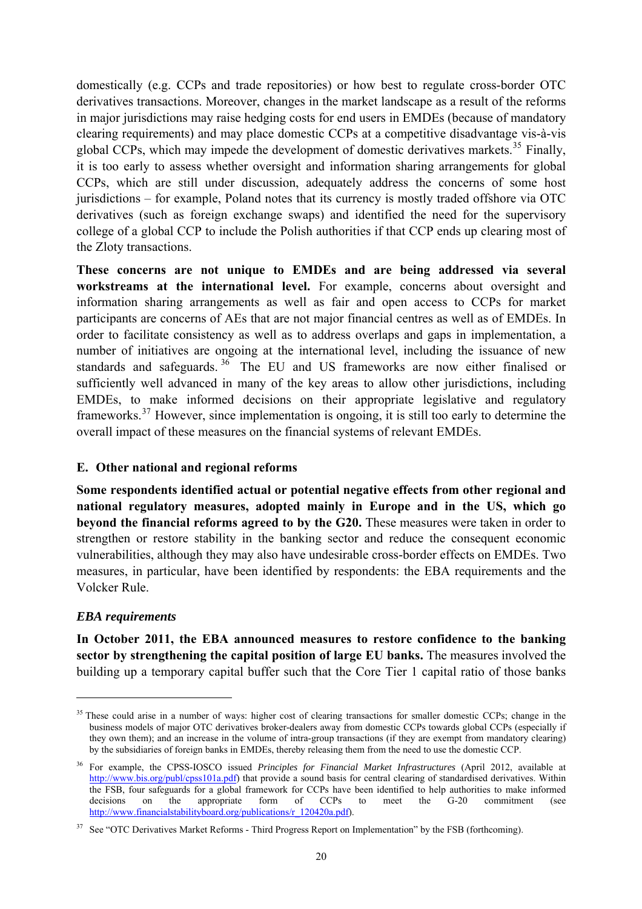domestically (e.g. CCPs and trade repositories) or how best to regulate cross-border OTC derivatives transactions. Moreover, changes in the market landscape as a result of the reforms in major jurisdictions may raise hedging costs for end users in EMDEs (because of mandatory clearing requirements) and may place domestic CCPs at a competitive disadvantage vis-à-vis global CCPs, which may impede the development of domestic derivatives markets.[35] Finally, it is too early to assess whether oversight and information sharing arrangements for global CCPs, which are still under discussion, adequately address the concerns of some host jurisdictions – for example, Poland notes that its currency is mostly traded offshore via OTC derivatives (such as foreign exchange swaps) and identified the need for the supervisory college of a global CCP to include the Polish authorities if that CCP ends up clearing most of the Zloty transactions.

**These concerns are not unique to EMDEs and are being addressed via several workstreams at the international level.** For example, concerns about oversight and information sharing arrangements as well as fair and open access to CCPs for market participants are concerns of AEs that are not major financial centres as well as of EMDEs. In order to facilitate consistency as well as to address overlaps and gaps in implementation, a number of initiatives are ongoing at the international level, including the issuance of new standards and safeguards.[36] The EU and US frameworks are now either finalised or sufficiently well advanced in many of the key areas to allow other jurisdictions, including EMDEs, to make informed decisions on their appropriate legislative and regulatory frameworks.[37] However, since implementation is ongoing, it is still too early to determine the overall impact of these measures on the financial systems of relevant EMDEs.

## E. Other national and regional reforms

**Some respondents identified actual or potential negative effects from other regional and national regulatory measures, adopted mainly in Europe and in the US, which go beyond the financial reforms agreed to by the G20.** These measures were taken in order to strengthen or restore stability in the banking sector and reduce the consequent economic vulnerabilities, although they may also have undesirable cross-border effects on EMDEs. Two measures, in particular, have been identified by respondents: the EBA requirements and the Volcker Rule.

### *EBA requirements*

**In October 2011, the EBA announced measures to restore confidence to the banking sector by strengthening the capital position of large EU banks.** The measures involved the building up a temporary capital buffer such that the Core Tier 1 capital ratio of those banks

---

[35] These could arise in a number of ways: higher cost of clearing transactions for smaller domestic CCPs; change in the business models of major OTC derivatives broker-dealers away from domestic CCPs towards global CCPs (especially if they own them); and an increase in the volume of intra-group transactions (if they are exempt from mandatory clearing) by the subsidiaries of foreign banks in EMDEs, thereby releasing them from the need to use the domestic CCP.

[36] For example, the CPSS-IOSCO issued *Principles for Financial Market Infrastructures* (April 2012, available at http://www.bis.org/publ/cpss101a.pdf) that provide a sound basis for central clearing of standardised derivatives. Within the FSB, four safeguards for a global framework for CCPs have been identified to help authorities to make informed decisions on the appropriate form of CCPs to meet the G-20 commitment (see http://www.financialstabilityboard.org/publications/r_120420a.pdf).

[37] See "OTC Derivatives Market Reforms - Third Progress Report on Implementation" by the FSB (forthcoming).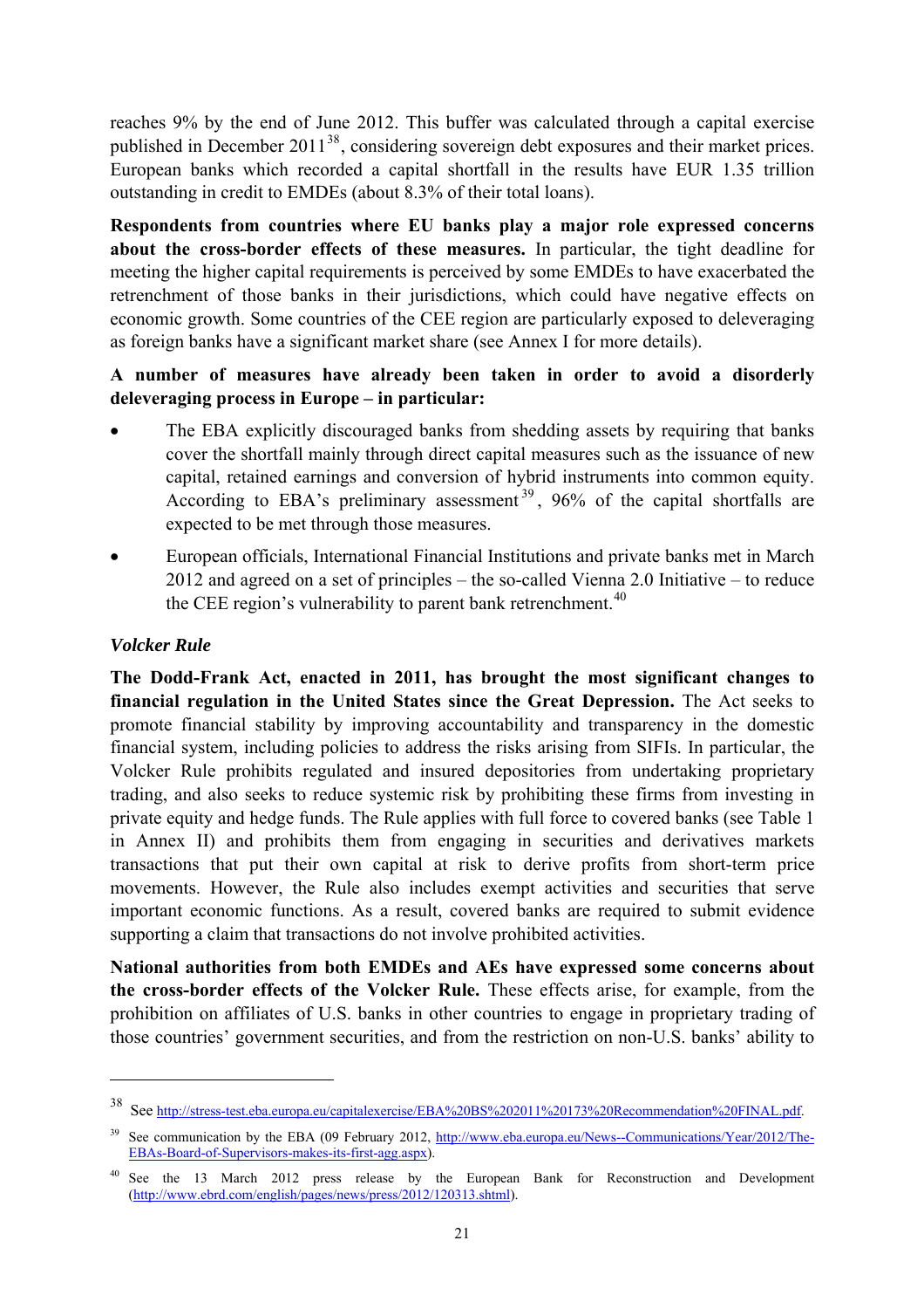reaches 9% by the end of June 2012. This buffer was calculated through a capital exercise published in December 2011[38], considering sovereign debt exposures and their market prices. European banks which recorded a capital shortfall in the results have EUR 1.35 trillion outstanding in credit to EMDEs (about 8.3% of their total loans).

**Respondents from countries where EU banks play a major role expressed concerns about the cross-border effects of these measures.** In particular, the tight deadline for meeting the higher capital requirements is perceived by some EMDEs to have exacerbated the retrenchment of those banks in their jurisdictions, which could have negative effects on economic growth. Some countries of the CEE region are particularly exposed to deleveraging as foreign banks have a significant market share (see Annex I for more details).

**A number of measures have already been taken in order to avoid a disorderly deleveraging process in Europe – in particular:**

- The EBA explicitly discouraged banks from shedding assets by requiring that banks cover the shortfall mainly through direct capital measures such as the issuance of new capital, retained earnings and conversion of hybrid instruments into common equity. According to EBA's preliminary assessment[39], 96% of the capital shortfalls are expected to be met through those measures.
- European officials, International Financial Institutions and private banks met in March 2012 and agreed on a set of principles – the so-called Vienna 2.0 Initiative – to reduce the CEE region's vulnerability to parent bank retrenchment.[40]

*Volcker Rule*

**The Dodd-Frank Act, enacted in 2011, has brought the most significant changes to financial regulation in the United States since the Great Depression.** The Act seeks to promote financial stability by improving accountability and transparency in the domestic financial system, including policies to address the risks arising from SIFIs. In particular, the Volcker Rule prohibits regulated and insured depositories from undertaking proprietary trading, and also seeks to reduce systemic risk by prohibiting these firms from investing in private equity and hedge funds. The Rule applies with full force to covered banks (see Table 1 in Annex II) and prohibits them from engaging in securities and derivatives markets transactions that put their own capital at risk to derive profits from short-term price movements. However, the Rule also includes exempt activities and securities that serve important economic functions. As a result, covered banks are required to submit evidence supporting a claim that transactions do not involve prohibited activities.

**National authorities from both EMDEs and AEs have expressed some concerns about the cross-border effects of the Volcker Rule.** These effects arise, for example, from the prohibition on affiliates of U.S. banks in other countries to engage in proprietary trading of those countries' government securities, and from the restriction on non-U.S. banks' ability to

---

[38] See http://stress-test.eba.europa.eu/capitalexercise/EBA%20BS%202011%20173%20Recommendation%20FINAL.pdf.

[39] See communication by the EBA (09 February 2012, http://www.eba.europa.eu/News--Communications/Year/2012/The-EBAs-Board-of-Supervisors-makes-its-first-agg.aspx).

[40] See the 13 March 2012 press release by the European Bank for Reconstruction and Development (http://www.ebrd.com/english/pages/news/press/2012/120313.shtml).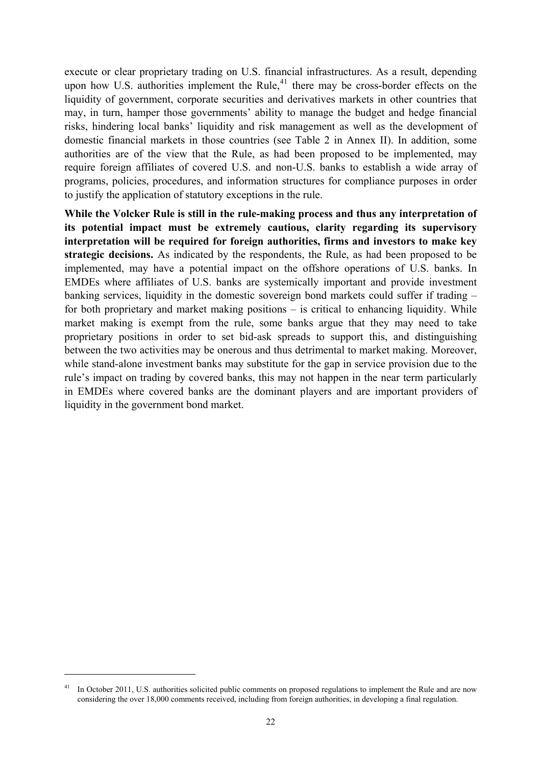execute or clear proprietary trading on U.S. financial infrastructures. As a result, depending upon how U.S. authorities implement the Rule,[41] there may be cross-border effects on the liquidity of government, corporate securities and derivatives markets in other countries that may, in turn, hamper those governments' ability to manage the budget and hedge financial risks, hindering local banks' liquidity and risk management as well as the development of domestic financial markets in those countries (see Table 2 in Annex II). In addition, some authorities are of the view that the Rule, as had been proposed to be implemented, may require foreign affiliates of covered U.S. and non-U.S. banks to establish a wide array of programs, policies, procedures, and information structures for compliance purposes in order to justify the application of statutory exceptions in the rule.

**While the Volcker Rule is still in the rule-making process and thus any interpretation of its potential impact must be extremely cautious, clarity regarding its supervisory interpretation will be required for foreign authorities, firms and investors to make key strategic decisions.** As indicated by the respondents, the Rule, as had been proposed to be implemented, may have a potential impact on the offshore operations of U.S. banks. In EMDEs where affiliates of U.S. banks are systemically important and provide investment banking services, liquidity in the domestic sovereign bond markets could suffer if trading – for both proprietary and market making positions – is critical to enhancing liquidity. While market making is exempt from the rule, some banks argue that they may need to take proprietary positions in order to set bid-ask spreads to support this, and distinguishing between the two activities may be onerous and thus detrimental to market making. Moreover, while stand-alone investment banks may substitute for the gap in service provision due to the rule's impact on trading by covered banks, this may not happen in the near term particularly in EMDEs where covered banks are the dominant players and are important providers of liquidity in the government bond market.

[41] In October 2011, U.S. authorities solicited public comments on proposed regulations to implement the Rule and are now considering the over 18,000 comments received, including from foreign authorities, in developing a final regulation.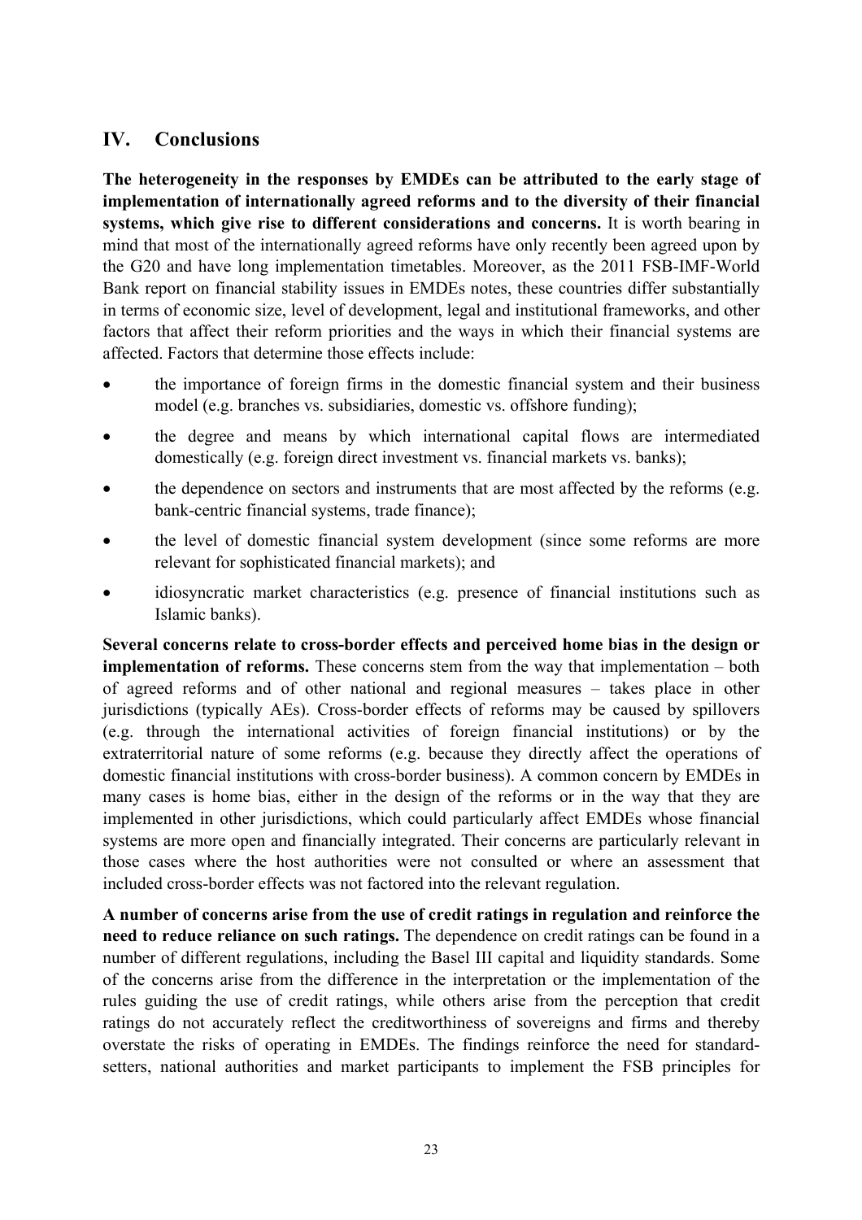## IV. Conclusions

**The heterogeneity in the responses by EMDEs can be attributed to the early stage of implementation of internationally agreed reforms and to the diversity of their financial systems, which give rise to different considerations and concerns.** It is worth bearing in mind that most of the internationally agreed reforms have only recently been agreed upon by the G20 and have long implementation timetables. Moreover, as the 2011 FSB-IMF-World Bank report on financial stability issues in EMDEs notes, these countries differ substantially in terms of economic size, level of development, legal and institutional frameworks, and other factors that affect their reform priorities and the ways in which their financial systems are affected. Factors that determine those effects include:

- the importance of foreign firms in the domestic financial system and their business model (e.g. branches vs. subsidiaries, domestic vs. offshore funding);
- the degree and means by which international capital flows are intermediated domestically (e.g. foreign direct investment vs. financial markets vs. banks);
- the dependence on sectors and instruments that are most affected by the reforms (e.g. bank-centric financial systems, trade finance);
- the level of domestic financial system development (since some reforms are more relevant for sophisticated financial markets); and
- idiosyncratic market characteristics (e.g. presence of financial institutions such as Islamic banks).

**Several concerns relate to cross-border effects and perceived home bias in the design or implementation of reforms.** These concerns stem from the way that implementation – both of agreed reforms and of other national and regional measures – takes place in other jurisdictions (typically AEs). Cross-border effects of reforms may be caused by spillovers (e.g. through the international activities of foreign financial institutions) or by the extraterritorial nature of some reforms (e.g. because they directly affect the operations of domestic financial institutions with cross-border business). A common concern by EMDEs in many cases is home bias, either in the design of the reforms or in the way that they are implemented in other jurisdictions, which could particularly affect EMDEs whose financial systems are more open and financially integrated. Their concerns are particularly relevant in those cases where the host authorities were not consulted or where an assessment that included cross-border effects was not factored into the relevant regulation.

**A number of concerns arise from the use of credit ratings in regulation and reinforce the need to reduce reliance on such ratings.** The dependence on credit ratings can be found in a number of different regulations, including the Basel III capital and liquidity standards. Some of the concerns arise from the difference in the interpretation or the implementation of the rules guiding the use of credit ratings, while others arise from the perception that credit ratings do not accurately reflect the creditworthiness of sovereigns and firms and thereby overstate the risks of operating in EMDEs. The findings reinforce the need for standard-setters, national authorities and market participants to implement the FSB principles for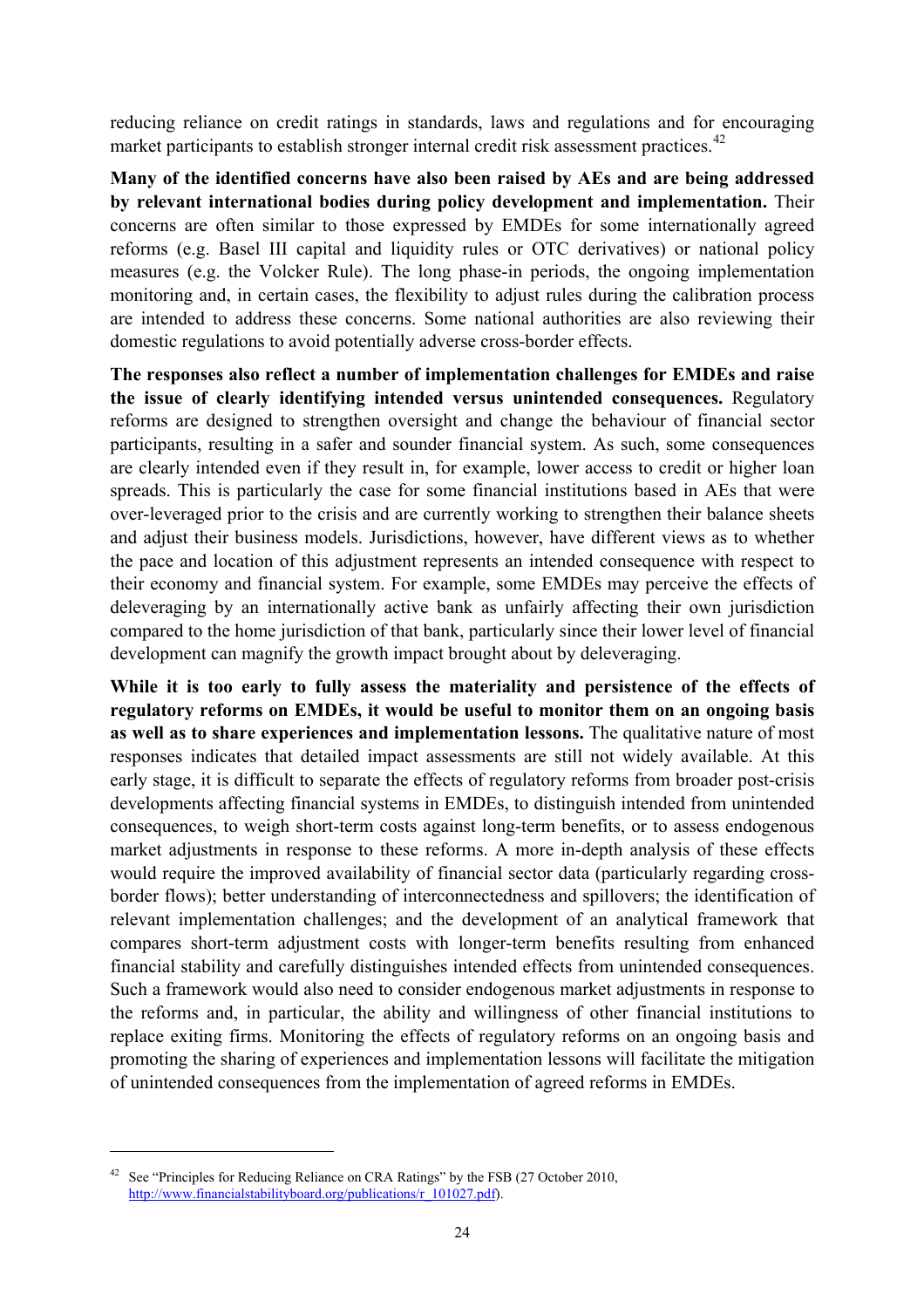reducing reliance on credit ratings in standards, laws and regulations and for encouraging market participants to establish stronger internal credit risk assessment practices.[42]

**Many of the identified concerns have also been raised by AEs and are being addressed by relevant international bodies during policy development and implementation.** Their concerns are often similar to those expressed by EMDEs for some internationally agreed reforms (e.g. Basel III capital and liquidity rules or OTC derivatives) or national policy measures (e.g. the Volcker Rule). The long phase-in periods, the ongoing implementation monitoring and, in certain cases, the flexibility to adjust rules during the calibration process are intended to address these concerns. Some national authorities are also reviewing their domestic regulations to avoid potentially adverse cross-border effects.

**The responses also reflect a number of implementation challenges for EMDEs and raise the issue of clearly identifying intended versus unintended consequences.** Regulatory reforms are designed to strengthen oversight and change the behaviour of financial sector participants, resulting in a safer and sounder financial system. As such, some consequences are clearly intended even if they result in, for example, lower access to credit or higher loan spreads. This is particularly the case for some financial institutions based in AEs that were over-leveraged prior to the crisis and are currently working to strengthen their balance sheets and adjust their business models. Jurisdictions, however, have different views as to whether the pace and location of this adjustment represents an intended consequence with respect to their economy and financial system. For example, some EMDEs may perceive the effects of deleveraging by an internationally active bank as unfairly affecting their own jurisdiction compared to the home jurisdiction of that bank, particularly since their lower level of financial development can magnify the growth impact brought about by deleveraging.

**While it is too early to fully assess the materiality and persistence of the effects of regulatory reforms on EMDEs, it would be useful to monitor them on an ongoing basis as well as to share experiences and implementation lessons.** The qualitative nature of most responses indicates that detailed impact assessments are still not widely available. At this early stage, it is difficult to separate the effects of regulatory reforms from broader post-crisis developments affecting financial systems in EMDEs, to distinguish intended from unintended consequences, to weigh short-term costs against long-term benefits, or to assess endogenous market adjustments in response to these reforms. A more in-depth analysis of these effects would require the improved availability of financial sector data (particularly regarding cross-border flows); better understanding of interconnectedness and spillovers; the identification of relevant implementation challenges; and the development of an analytical framework that compares short-term adjustment costs with longer-term benefits resulting from enhanced financial stability and carefully distinguishes intended effects from unintended consequences. Such a framework would also need to consider endogenous market adjustments in response to the reforms and, in particular, the ability and willingness of other financial institutions to replace exiting firms. Monitoring the effects of regulatory reforms on an ongoing basis and promoting the sharing of experiences and implementation lessons will facilitate the mitigation of unintended consequences from the implementation of agreed reforms in EMDEs.

---

[42] See "Principles for Reducing Reliance on CRA Ratings" by the FSB (27 October 2010, http://www.financialstabilityboard.org/publications/r_101027.pdf).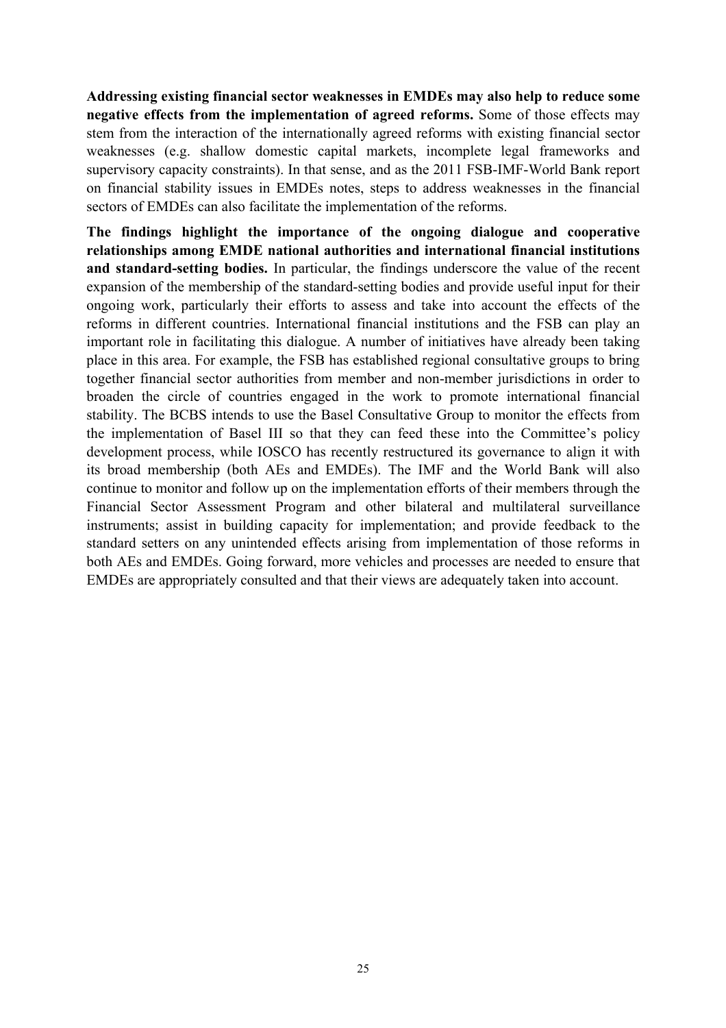**Addressing existing financial sector weaknesses in EMDEs may also help to reduce some negative effects from the implementation of agreed reforms.** Some of those effects may stem from the interaction of the internationally agreed reforms with existing financial sector weaknesses (e.g. shallow domestic capital markets, incomplete legal frameworks and supervisory capacity constraints). In that sense, and as the 2011 FSB-IMF-World Bank report on financial stability issues in EMDEs notes, steps to address weaknesses in the financial sectors of EMDEs can also facilitate the implementation of the reforms.

**The findings highlight the importance of the ongoing dialogue and cooperative relationships among EMDE national authorities and international financial institutions and standard-setting bodies.** In particular, the findings underscore the value of the recent expansion of the membership of the standard-setting bodies and provide useful input for their ongoing work, particularly their efforts to assess and take into account the effects of the reforms in different countries. International financial institutions and the FSB can play an important role in facilitating this dialogue. A number of initiatives have already been taking place in this area. For example, the FSB has established regional consultative groups to bring together financial sector authorities from member and non-member jurisdictions in order to broaden the circle of countries engaged in the work to promote international financial stability. The BCBS intends to use the Basel Consultative Group to monitor the effects from the implementation of Basel III so that they can feed these into the Committee's policy development process, while IOSCO has recently restructured its governance to align it with its broad membership (both AEs and EMDEs). The IMF and the World Bank will also continue to monitor and follow up on the implementation efforts of their members through the Financial Sector Assessment Program and other bilateral and multilateral surveillance instruments; assist in building capacity for implementation; and provide feedback to the standard setters on any unintended effects arising from implementation of those reforms in both AEs and EMDEs. Going forward, more vehicles and processes are needed to ensure that EMDEs are appropriately consulted and that their views are adequately taken into account.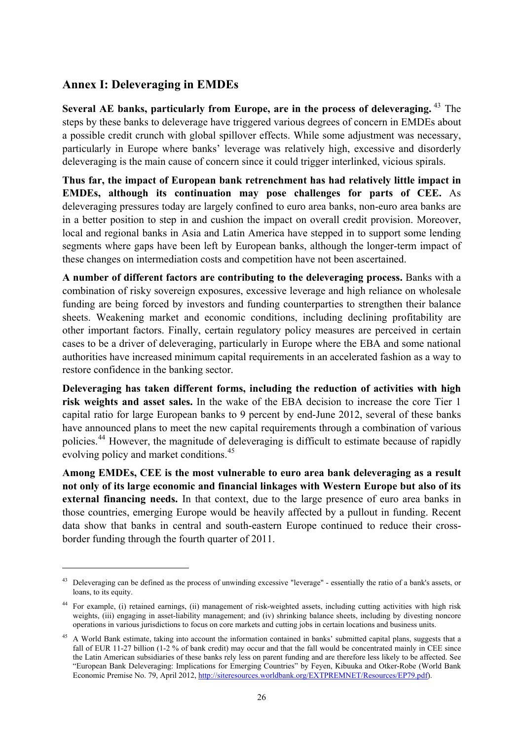## Annex I: Deleveraging in EMDEs

**Several AE banks, particularly from Europe, are in the process of deleveraging.** [43] The steps by these banks to deleverage have triggered various degrees of concern in EMDEs about a possible credit crunch with global spillover effects. While some adjustment was necessary, particularly in Europe where banks' leverage was relatively high, excessive and disorderly deleveraging is the main cause of concern since it could trigger interlinked, vicious spirals.

**Thus far, the impact of European bank retrenchment has had relatively little impact in EMDEs, although its continuation may pose challenges for parts of CEE.** As deleveraging pressures today are largely confined to euro area banks, non-euro area banks are in a better position to step in and cushion the impact on overall credit provision. Moreover, local and regional banks in Asia and Latin America have stepped in to support some lending segments where gaps have been left by European banks, although the longer-term impact of these changes on intermediation costs and competition have not been ascertained.

**A number of different factors are contributing to the deleveraging process.** Banks with a combination of risky sovereign exposures, excessive leverage and high reliance on wholesale funding are being forced by investors and funding counterparties to strengthen their balance sheets. Weakening market and economic conditions, including declining profitability are other important factors. Finally, certain regulatory policy measures are perceived in certain cases to be a driver of deleveraging, particularly in Europe where the EBA and some national authorities have increased minimum capital requirements in an accelerated fashion as a way to restore confidence in the banking sector.

**Deleveraging has taken different forms, including the reduction of activities with high risk weights and asset sales.** In the wake of the EBA decision to increase the core Tier 1 capital ratio for large European banks to 9 percent by end-June 2012, several of these banks have announced plans to meet the new capital requirements through a combination of various policies.[44] However, the magnitude of deleveraging is difficult to estimate because of rapidly evolving policy and market conditions.[45]

**Among EMDEs, CEE is the most vulnerable to euro area bank deleveraging as a result not only of its large economic and financial linkages with Western Europe but also of its external financing needs.** In that context, due to the large presence of euro area banks in those countries, emerging Europe would be heavily affected by a pullout in funding. Recent data show that banks in central and south-eastern Europe continued to reduce their cross-border funding through the fourth quarter of 2011.

---

[43] Deleveraging can be defined as the process of unwinding excessive "leverage" - essentially the ratio of a bank's assets, or loans, to its equity.

[44] For example, (i) retained earnings, (ii) management of risk-weighted assets, including cutting activities with high risk weights, (iii) engaging in asset-liability management; and (iv) shrinking balance sheets, including by divesting noncore operations in various jurisdictions to focus on core markets and cutting jobs in certain locations and business units.

[45] A World Bank estimate, taking into account the information contained in banks' submitted capital plans, suggests that a fall of EUR 11-27 billion (1-2 % of bank credit) may occur and that the fall would be concentrated mainly in CEE since the Latin American subsidiaries of these banks rely less on parent funding and are therefore less likely to be affected. See "European Bank Deleveraging: Implications for Emerging Countries" by Feyen, Kibuuka and Otker-Robe (World Bank Economic Premise No. 79, April 2012, http://siteresources.worldbank.org/EXTPREMNET/Resources/EP79.pdf).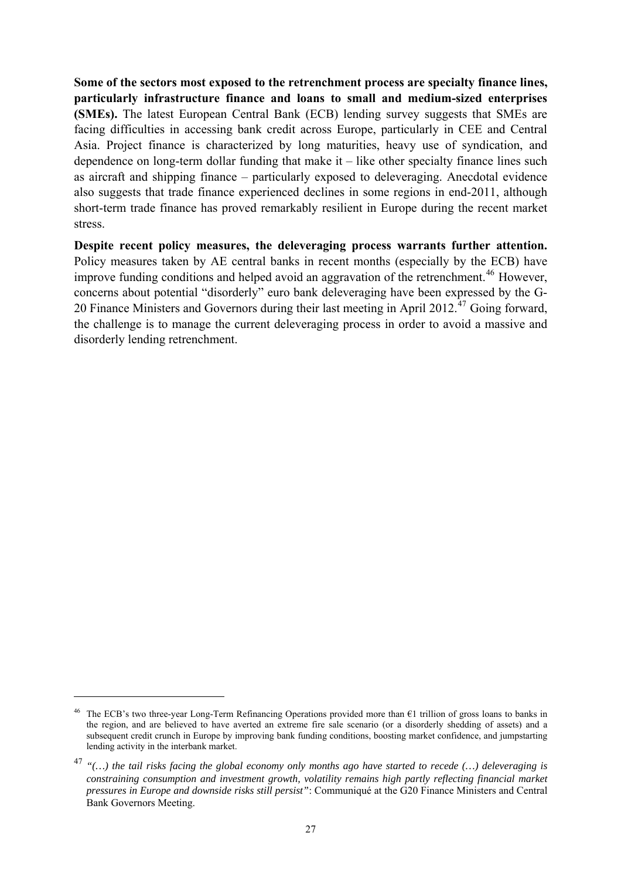**Some of the sectors most exposed to the retrenchment process are specialty finance lines, particularly infrastructure finance and loans to small and medium-sized enterprises (SMEs).** The latest European Central Bank (ECB) lending survey suggests that SMEs are facing difficulties in accessing bank credit across Europe, particularly in CEE and Central Asia. Project finance is characterized by long maturities, heavy use of syndication, and dependence on long-term dollar funding that make it – like other specialty finance lines such as aircraft and shipping finance – particularly exposed to deleveraging. Anecdotal evidence also suggests that trade finance experienced declines in some regions in end-2011, although short-term trade finance has proved remarkably resilient in Europe during the recent market stress.

**Despite recent policy measures, the deleveraging process warrants further attention.** Policy measures taken by AE central banks in recent months (especially by the ECB) have improve funding conditions and helped avoid an aggravation of the retrenchment.[46] However, concerns about potential "disorderly" euro bank deleveraging have been expressed by the G-20 Finance Ministers and Governors during their last meeting in April 2012.[47] Going forward, the challenge is to manage the current deleveraging process in order to avoid a massive and disorderly lending retrenchment.

---

[46] The ECB's two three-year Long-Term Refinancing Operations provided more than €1 trillion of gross loans to banks in the region, and are believed to have averted an extreme fire sale scenario (or a disorderly shedding of assets) and a subsequent credit crunch in Europe by improving bank funding conditions, boosting market confidence, and jumpstarting lending activity in the interbank market.

[47] *"(…) the tail risks facing the global economy only months ago have started to recede (…) deleveraging is constraining consumption and investment growth, volatility remains high partly reflecting financial market pressures in Europe and downside risks still persist"*: Communiqué at the G20 Finance Ministers and Central Bank Governors Meeting.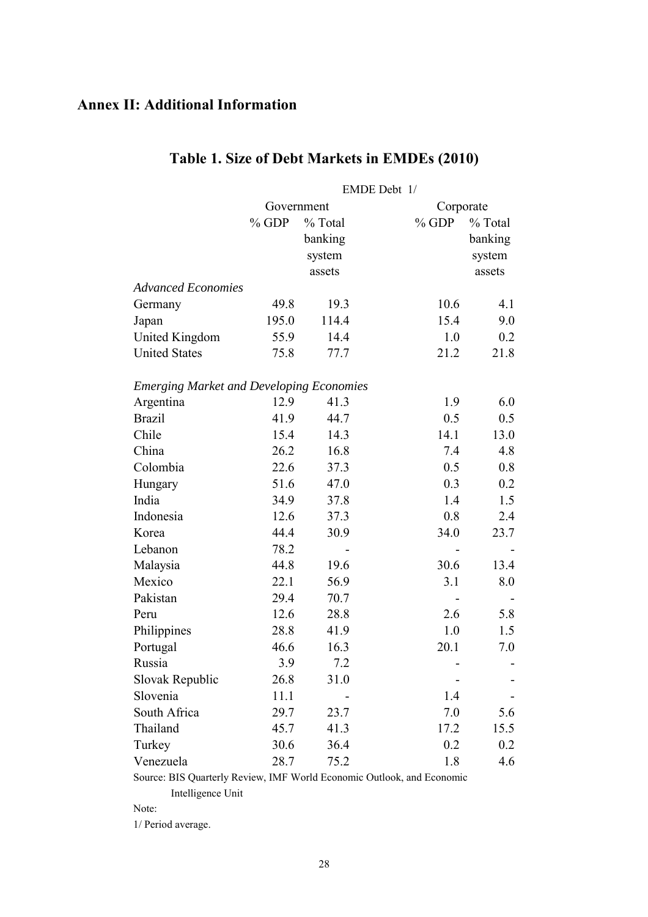## Annex II: Additional Information

### Table 1. Size of Debt Markets in EMDEs (2010)

| | EMDE Debt 1/ | | | |
|---|---|---|---|---|
| | Government | | Corporate | |
| | % GDP | % Total banking system assets | % GDP | % Total banking system assets |
| *Advanced Economies* | | | | |
| Germany | 49.8 | 19.3 | 10.6 | 4.1 |
| Japan | 195.0 | 114.4 | 15.4 | 9.0 |
| United Kingdom | 55.9 | 14.4 | 1.0 | 0.2 |
| United States | 75.8 | 77.7 | 21.2 | 21.8 |
| | | | | |
| *Emerging Market and Developing Economies* | | | | |
| Argentina | 12.9 | 41.3 | 1.9 | 6.0 |
| Brazil | 41.9 | 44.7 | 0.5 | 0.5 |
| Chile | 15.4 | 14.3 | 14.1 | 13.0 |
| China | 26.2 | 16.8 | 7.4 | 4.8 |
| Colombia | 22.6 | 37.3 | 0.5 | 0.8 |
| Hungary | 51.6 | 47.0 | 0.3 | 0.2 |
| India | 34.9 | 37.8 | 1.4 | 1.5 |
| Indonesia | 12.6 | 37.3 | 0.8 | 2.4 |
| Korea | 44.4 | 30.9 | 34.0 | 23.7 |
| Lebanon | 78.2 | - | - | - |
| Malaysia | 44.8 | 19.6 | 30.6 | 13.4 |
| Mexico | 22.1 | 56.9 | 3.1 | 8.0 |
| Pakistan | 29.4 | 70.7 | - | - |
| Peru | 12.6 | 28.8 | 2.6 | 5.8 |
| Philippines | 28.8 | 41.9 | 1.0 | 1.5 |
| Portugal | 46.6 | 16.3 | 20.1 | 7.0 |
| Russia | 3.9 | 7.2 | - | - |
| Slovak Republic | 26.8 | 31.0 | - | - |
| Slovenia | 11.1 | - | 1.4 | - |
| South Africa | 29.7 | 23.7 | 7.0 | 5.6 |
| Thailand | 45.7 | 41.3 | 17.2 | 15.5 |
| Turkey | 30.6 | 36.4 | 0.2 | 0.2 |
| Venezuela | 28.7 | 75.2 | 1.8 | 4.6 |

Source: BIS Quarterly Review, IMF World Economic Outlook, and Economic Intelligence Unit

Note:

1/ Period average.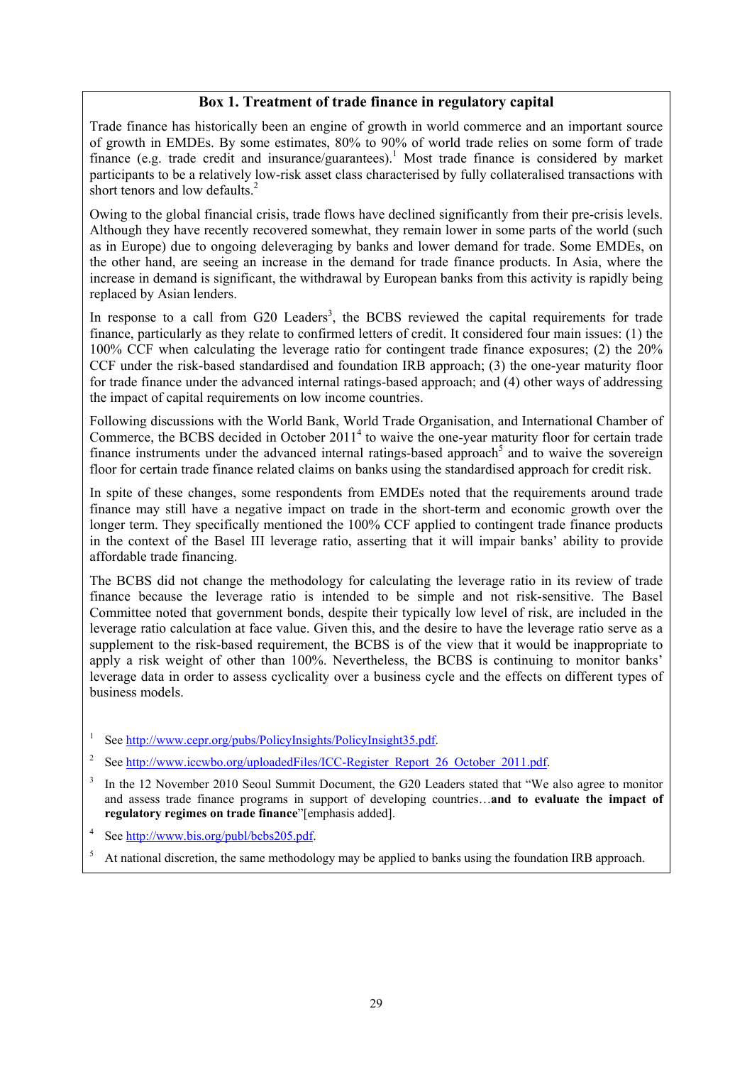## Box 1. Treatment of trade finance in regulatory capital

Trade finance has historically been an engine of growth in world commerce and an important source of growth in EMDEs. By some estimates, 80% to 90% of world trade relies on some form of trade finance (e.g. trade credit and insurance/guarantees).[1] Most trade finance is considered by market participants to be a relatively low-risk asset class characterised by fully collateralised transactions with short tenors and low defaults.[2]

Owing to the global financial crisis, trade flows have declined significantly from their pre-crisis levels. Although they have recently recovered somewhat, they remain lower in some parts of the world (such as in Europe) due to ongoing deleveraging by banks and lower demand for trade. Some EMDEs, on the other hand, are seeing an increase in the demand for trade finance products. In Asia, where the increase in demand is significant, the withdrawal by European banks from this activity is rapidly being replaced by Asian lenders.

In response to a call from G20 Leaders[3], the BCBS reviewed the capital requirements for trade finance, particularly as they relate to confirmed letters of credit. It considered four main issues: (1) the 100% CCF when calculating the leverage ratio for contingent trade finance exposures; (2) the 20% CCF under the risk-based standardised and foundation IRB approach; (3) the one-year maturity floor for trade finance under the advanced internal ratings-based approach; and (4) other ways of addressing the impact of capital requirements on low income countries.

Following discussions with the World Bank, World Trade Organisation, and International Chamber of Commerce, the BCBS decided in October 2011[4] to waive the one-year maturity floor for certain trade finance instruments under the advanced internal ratings-based approach[5] and to waive the sovereign floor for certain trade finance related claims on banks using the standardised approach for credit risk.

In spite of these changes, some respondents from EMDEs noted that the requirements around trade finance may still have a negative impact on trade in the short-term and economic growth over the longer term. They specifically mentioned the 100% CCF applied to contingent trade finance products in the context of the Basel III leverage ratio, asserting that it will impair banks' ability to provide affordable trade financing.

The BCBS did not change the methodology for calculating the leverage ratio in its review of trade finance because the leverage ratio is intended to be simple and not risk-sensitive. The Basel Committee noted that government bonds, despite their typically low level of risk, are included in the leverage ratio calculation at face value. Given this, and the desire to have the leverage ratio serve as a supplement to the risk-based requirement, the BCBS is of the view that it would be inappropriate to apply a risk weight of other than 100%. Nevertheless, the BCBS is continuing to monitor banks' leverage data in order to assess cyclicality over a business cycle and the effects on different types of business models.

[1] See http://www.cepr.org/pubs/PolicyInsights/PolicyInsight35.pdf.

[2] See http://www.iccwbo.org/uploadedFiles/ICC-Register_Report_26_October_2011.pdf.

[3] In the 12 November 2010 Seoul Summit Document, the G20 Leaders stated that "We also agree to monitor and assess trade finance programs in support of developing countries…**and to evaluate the impact of regulatory regimes on trade finance**"[emphasis added].

[4] See http://www.bis.org/publ/bcbs205.pdf.

[5] At national discretion, the same methodology may be applied to banks using the foundation IRB approach.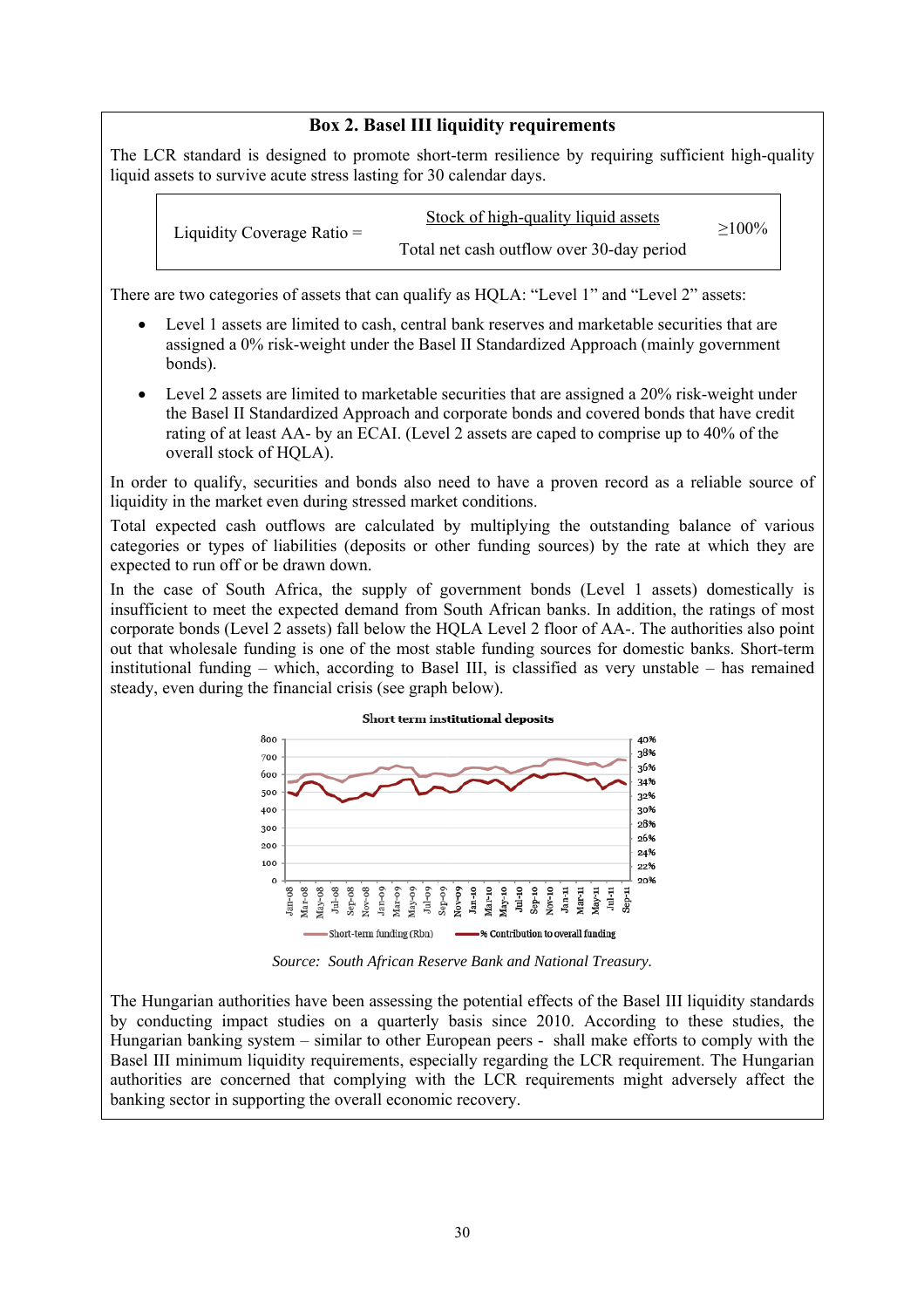### Box 2. Basel III liquidity requirements

The LCR standard is designed to promote short-term resilience by requiring sufficient high-quality liquid assets to survive acute stress lasting for 30 calendar days.

$$\text{Liquidity Coverage Ratio} = \frac{\text{Stock of high-quality liquid assets}}{\text{Total net cash outflow over 30-day period}} \geq 100\%$$

There are two categories of assets that can qualify as HQLA: "Level 1" and "Level 2" assets:

- Level 1 assets are limited to cash, central bank reserves and marketable securities that are assigned a 0% risk-weight under the Basel II Standardized Approach (mainly government bonds).
- Level 2 assets are limited to marketable securities that are assigned a 20% risk-weight under the Basel II Standardized Approach and corporate bonds and covered bonds that have credit rating of at least AA- by an ECAI. (Level 2 assets are caped to comprise up to 40% of the overall stock of HQLA).

In order to qualify, securities and bonds also need to have a proven record as a reliable source of liquidity in the market even during stressed market conditions.

Total expected cash outflows are calculated by multiplying the outstanding balance of various categories or types of liabilities (deposits or other funding sources) by the rate at which they are expected to run off or be drawn down.

In the case of South Africa, the supply of government bonds (Level 1 assets) domestically is insufficient to meet the expected demand from South African banks. In addition, the ratings of most corporate bonds (Level 2 assets) fall below the HQLA Level 2 floor of AA-. The authorities also point out that wholesale funding is one of the most stable funding sources for domestic banks. Short-term institutional funding – which, according to Basel III, is classified as very unstable – has remained steady, even during the financial crisis (see graph below).

Source: *South African Reserve Bank and National Treasury.*

The Hungarian authorities have been assessing the potential effects of the Basel III liquidity standards by conducting impact studies on a quarterly basis since 2010. According to these studies, the Hungarian banking system – similar to other European peers - shall make efforts to comply with the Basel III minimum liquidity requirements, especially regarding the LCR requirement. The Hungarian authorities are concerned that complying with the LCR requirements might adversely affect the banking sector in supporting the overall economic recovery.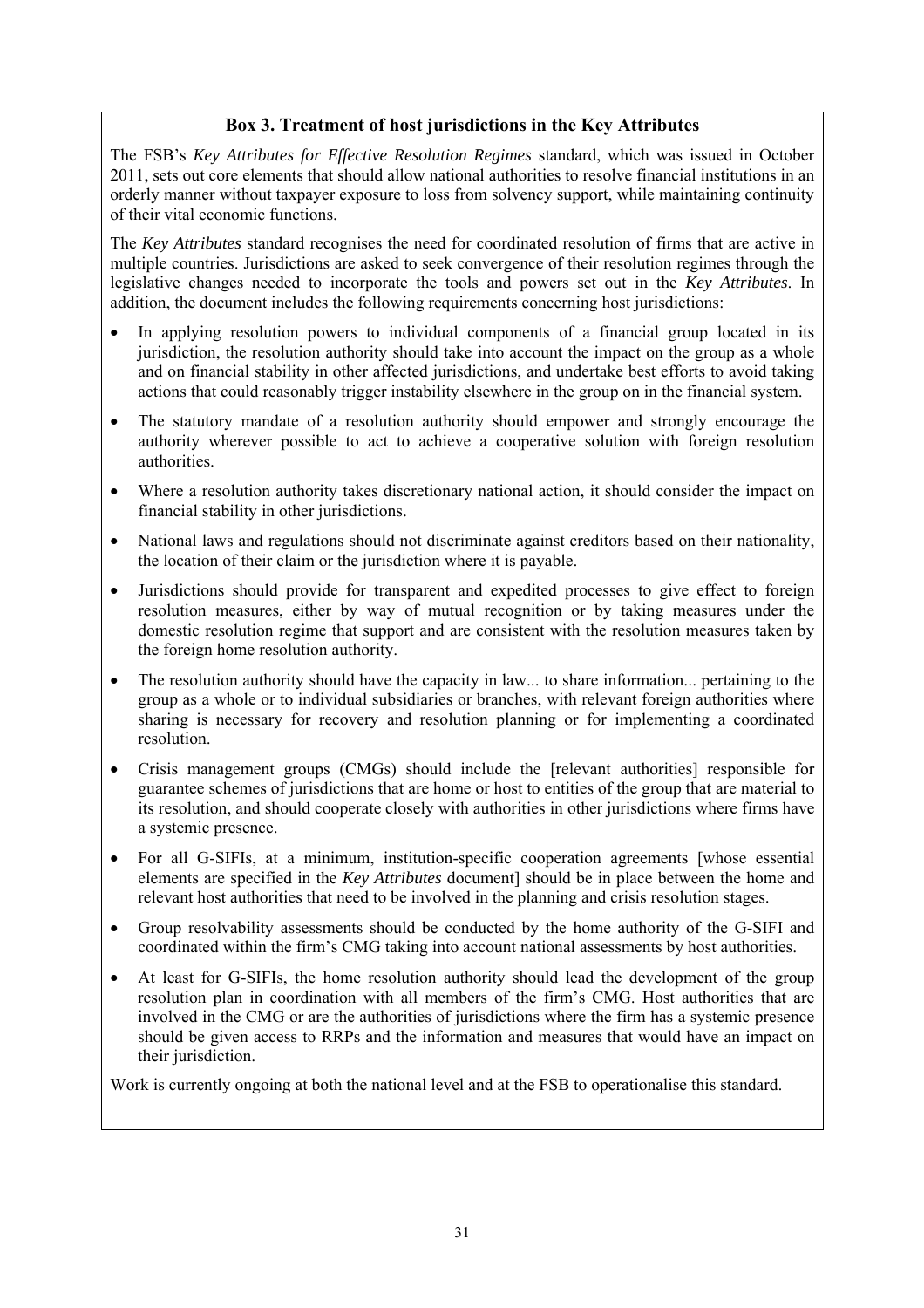### Box 3. Treatment of host jurisdictions in the Key Attributes

The FSB's *Key Attributes for Effective Resolution Regimes* standard, which was issued in October 2011, sets out core elements that should allow national authorities to resolve financial institutions in an orderly manner without taxpayer exposure to loss from solvency support, while maintaining continuity of their vital economic functions.

The *Key Attributes* standard recognises the need for coordinated resolution of firms that are active in multiple countries. Jurisdictions are asked to seek convergence of their resolution regimes through the legislative changes needed to incorporate the tools and powers set out in the *Key Attributes*. In addition, the document includes the following requirements concerning host jurisdictions:

- In applying resolution powers to individual components of a financial group located in its jurisdiction, the resolution authority should take into account the impact on the group as a whole and on financial stability in other affected jurisdictions, and undertake best efforts to avoid taking actions that could reasonably trigger instability elsewhere in the group on in the financial system.
- The statutory mandate of a resolution authority should empower and strongly encourage the authority wherever possible to act to achieve a cooperative solution with foreign resolution authorities.
- Where a resolution authority takes discretionary national action, it should consider the impact on financial stability in other jurisdictions.
- National laws and regulations should not discriminate against creditors based on their nationality, the location of their claim or the jurisdiction where it is payable.
- Jurisdictions should provide for transparent and expedited processes to give effect to foreign resolution measures, either by way of mutual recognition or by taking measures under the domestic resolution regime that support and are consistent with the resolution measures taken by the foreign home resolution authority.
- The resolution authority should have the capacity in law... to share information... pertaining to the group as a whole or to individual subsidiaries or branches, with relevant foreign authorities where sharing is necessary for recovery and resolution planning or for implementing a coordinated resolution.
- Crisis management groups (CMGs) should include the [relevant authorities] responsible for guarantee schemes of jurisdictions that are home or host to entities of the group that are material to its resolution, and should cooperate closely with authorities in other jurisdictions where firms have a systemic presence.
- For all G-SIFIs, at a minimum, institution-specific cooperation agreements [whose essential elements are specified in the *Key Attributes* document] should be in place between the home and relevant host authorities that need to be involved in the planning and crisis resolution stages.
- Group resolvability assessments should be conducted by the home authority of the G-SIFI and coordinated within the firm's CMG taking into account national assessments by host authorities.
- At least for G-SIFIs, the home resolution authority should lead the development of the group resolution plan in coordination with all members of the firm's CMG. Host authorities that are involved in the CMG or are the authorities of jurisdictions where the firm has a systemic presence should be given access to RRPs and the information and measures that would have an impact on their jurisdiction.

Work is currently ongoing at both the national level and at the FSB to operationalise this standard.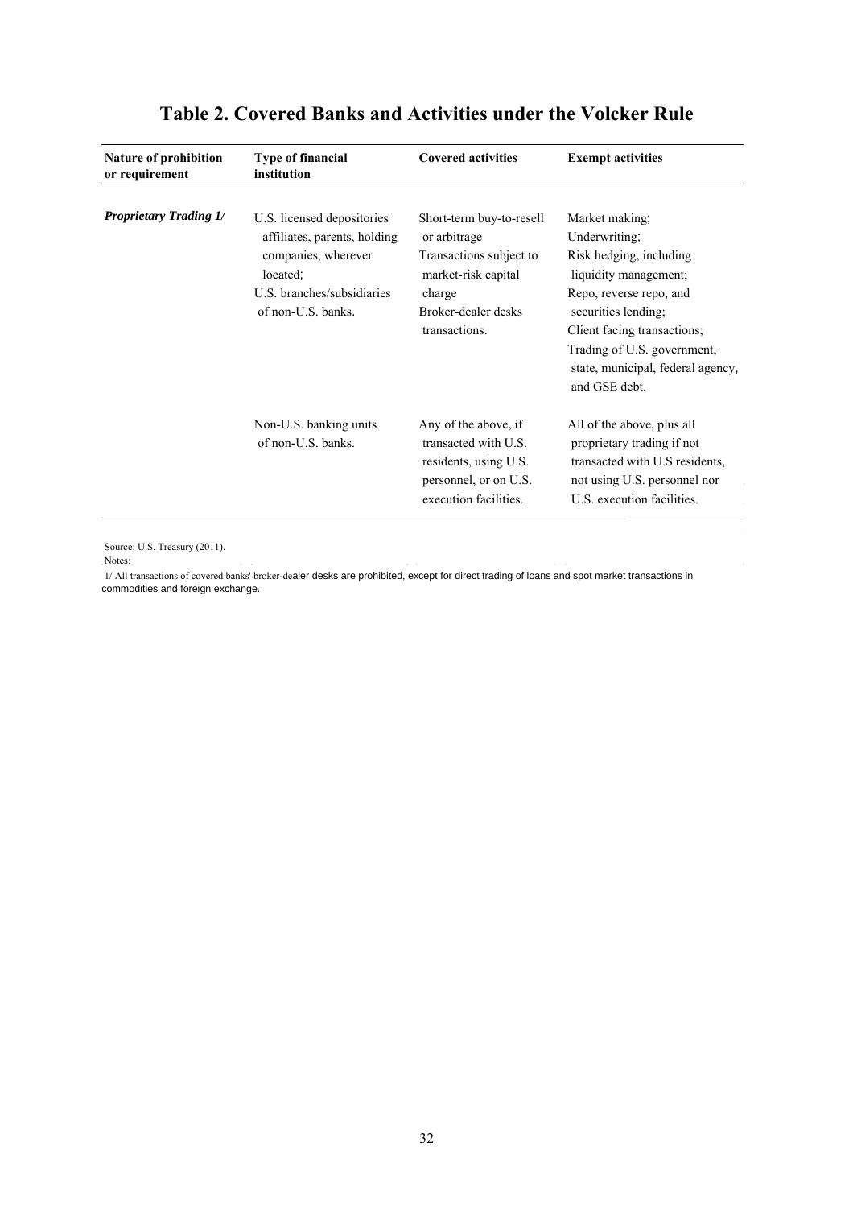# Table 2. Covered Banks and Activities under the Volcker Rule

| Nature of prohibition or requirement | Type of financial institution | Covered activities | Exempt activities |
|---|---|---|---|
| ***Proprietary Trading 1/*** | U.S. licensed depositories affiliates, parents, holding companies, wherever located; U.S. branches/subsidiaries of non-U.S. banks. | Short-term buy-to-resell or arbitrage Transactions subject to market-risk capital charge Broker-dealer desks transactions. | Market making; Underwriting; Risk hedging, including liquidity management; Repo, reverse repo, and securities lending; Client facing transactions; Trading of U.S. government, state, municipal, federal agency, and GSE debt. |
| | Non-U.S. banking units of non-U.S. banks. | Any of the above, if transacted with U.S. residents, using U.S. personnel, or on U.S. execution facilities. | All of the above, plus all proprietary trading if not transacted with U.S residents, not using U.S. personnel nor U.S. execution facilities. |

Source: U.S. Treasury (2011).

Notes:

1/ All transactions of covered banks' broker-dealer desks are prohibited, except for direct trading of loans and spot market transactions in commodities and foreign exchange.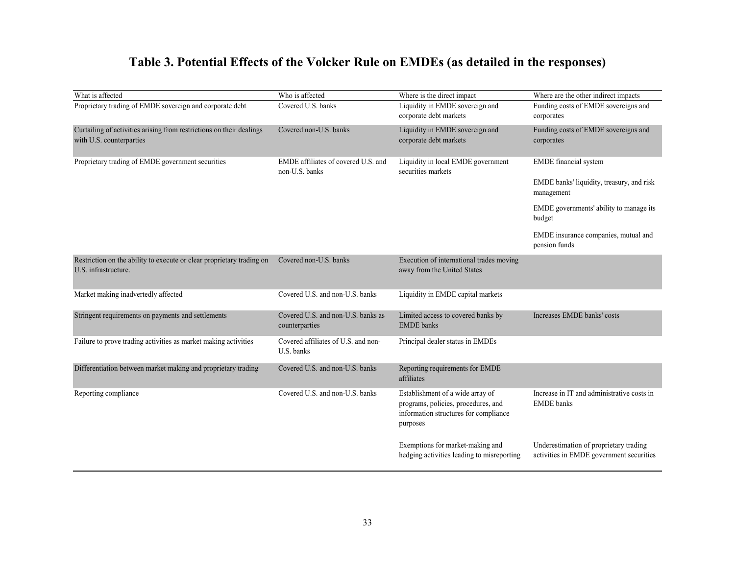# Table 3. Potential Effects of the Volcker Rule on EMDEs (as detailed in the responses)

| What is affected | Who is affected | Where is the direct impact | Where are the other indirect impacts |
|---|---|---|---|
| Proprietary trading of EMDE sovereign and corporate debt | Covered U.S. banks | Liquidity in EMDE sovereign and corporate debt markets | Funding costs of EMDE sovereigns and corporates |
| Curtailing of activities arising from restrictions on their dealings with U.S. counterparties | Covered non-U.S. banks | Liquidity in EMDE sovereign and corporate debt markets | Funding costs of EMDE sovereigns and corporates |
| Proprietary trading of EMDE government securities | EMDE affiliates of covered U.S. and non-U.S. banks | Liquidity in local EMDE government securities markets | EMDE financial system |
| | | | EMDE banks' liquidity, treasury, and risk management |
| | | | EMDE governments' ability to manage its budget |
| | | | EMDE insurance companies, mutual and pension funds |
| Restriction on the ability to execute or clear proprietary trading on U.S. infrastructure. | Covered non-U.S. banks | Execution of international trades moving away from the United States | |
| Market making inadvertedly affected | Covered U.S. and non-U.S. banks | Liquidity in EMDE capital markets | |
| Stringent requirements on payments and settlements | Covered U.S. and non-U.S. banks as counterparties | Limited access to covered banks by EMDE banks | Increases EMDE banks' costs |
| Failure to prove trading activities as market making activities | Covered affiliates of U.S. and non-U.S. banks | Principal dealer status in EMDEs | |
| Differentiation between market making and proprietary trading | Covered U.S. and non-U.S. banks | Reporting requirements for EMDE affiliates | |
| Reporting compliance | Covered U.S. and non-U.S. banks | Establishment of a wide array of programs, policies, procedures, and information structures for compliance purposes | Increase in IT and administrative costs in EMDE banks |
| | | Exemptions for market-making and hedging activities leading to misreporting | Underestimation of proprietary trading activities in EMDE government securities |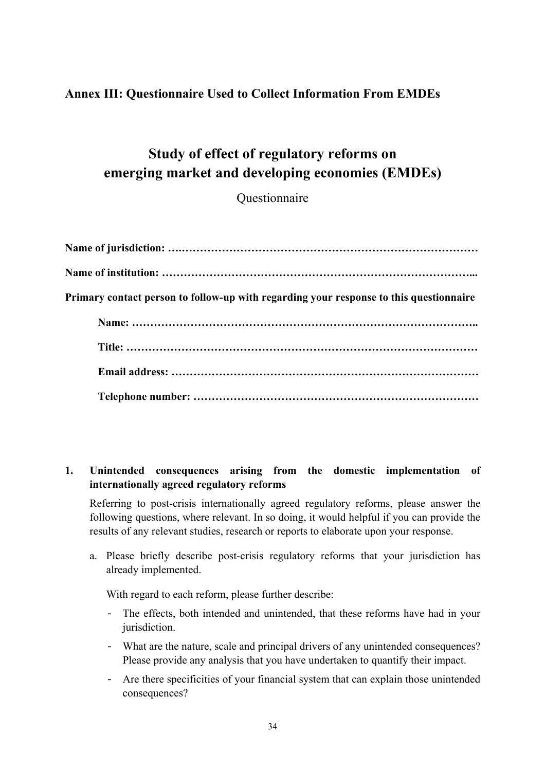## Annex III: Questionnaire Used to Collect Information From EMDEs

# Study of effect of regulatory reforms on emerging market and developing economies (EMDEs)

Questionnaire

**Name of jurisdiction: ….………………………………………………………………………**

**Name of institution: ……………………………………………………………………...**

**Primary contact person to follow-up with regarding your response to this questionnaire**

**Name: ……………………………………………………………………………………..**

**Title: ……………………………………………………………………………………**

**Email address: ………………………………………………………………………**

**Telephone number: …………………………………………………………………**

**1. Unintended consequences arising from the domestic implementation of internationally agreed regulatory reforms**

Referring to post-crisis internationally agreed regulatory reforms, please answer the following questions, where relevant. In so doing, it would helpful if you can provide the results of any relevant studies, research or reports to elaborate upon your response.

a. Please briefly describe post-crisis regulatory reforms that your jurisdiction has already implemented.

With regard to each reform, please further describe:

- The effects, both intended and unintended, that these reforms have had in your jurisdiction.
- What are the nature, scale and principal drivers of any unintended consequences? Please provide any analysis that you have undertaken to quantify their impact.
- Are there specificities of your financial system that can explain those unintended consequences?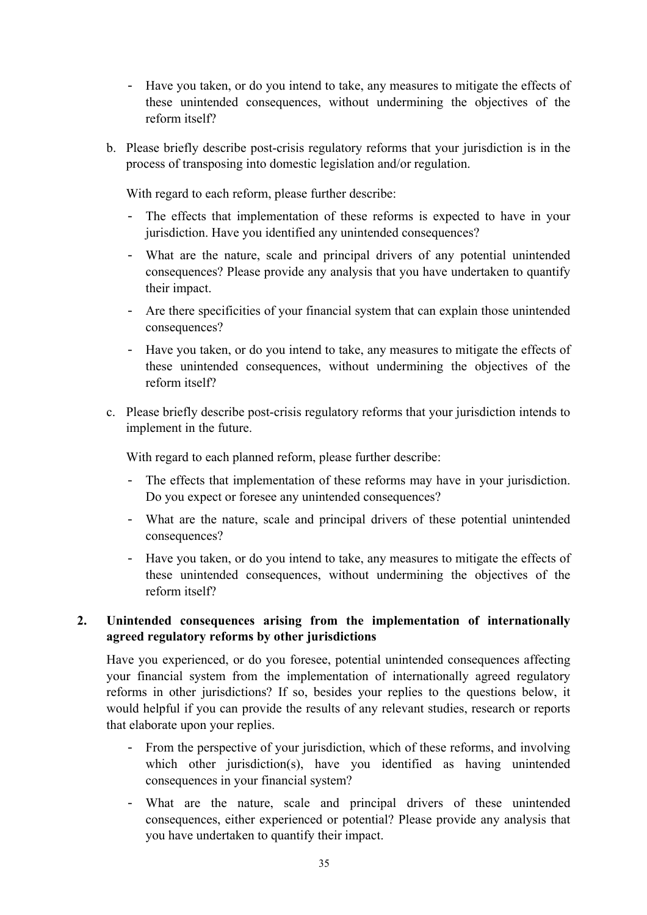- Have you taken, or do you intend to take, any measures to mitigate the effects of these unintended consequences, without undermining the objectives of the reform itself?

b. Please briefly describe post-crisis regulatory reforms that your jurisdiction is in the process of transposing into domestic legislation and/or regulation.

   With regard to each reform, please further describe:

   - The effects that implementation of these reforms is expected to have in your jurisdiction. Have you identified any unintended consequences?
   - What are the nature, scale and principal drivers of any potential unintended consequences? Please provide any analysis that you have undertaken to quantify their impact.
   - Are there specificities of your financial system that can explain those unintended consequences?
   - Have you taken, or do you intend to take, any measures to mitigate the effects of these unintended consequences, without undermining the objectives of the reform itself?

c. Please briefly describe post-crisis regulatory reforms that your jurisdiction intends to implement in the future.

   With regard to each planned reform, please further describe:

   - The effects that implementation of these reforms may have in your jurisdiction. Do you expect or foresee any unintended consequences?
   - What are the nature, scale and principal drivers of these potential unintended consequences?
   - Have you taken, or do you intend to take, any measures to mitigate the effects of these unintended consequences, without undermining the objectives of the reform itself?

## 2. Unintended consequences arising from the implementation of internationally agreed regulatory reforms by other jurisdictions

Have you experienced, or do you foresee, potential unintended consequences affecting your financial system from the implementation of internationally agreed regulatory reforms in other jurisdictions? If so, besides your replies to the questions below, it would helpful if you can provide the results of any relevant studies, research or reports that elaborate upon your replies.

- From the perspective of your jurisdiction, which of these reforms, and involving which other jurisdiction(s), have you identified as having unintended consequences in your financial system?
- What are the nature, scale and principal drivers of these unintended consequences, either experienced or potential? Please provide any analysis that you have undertaken to quantify their impact.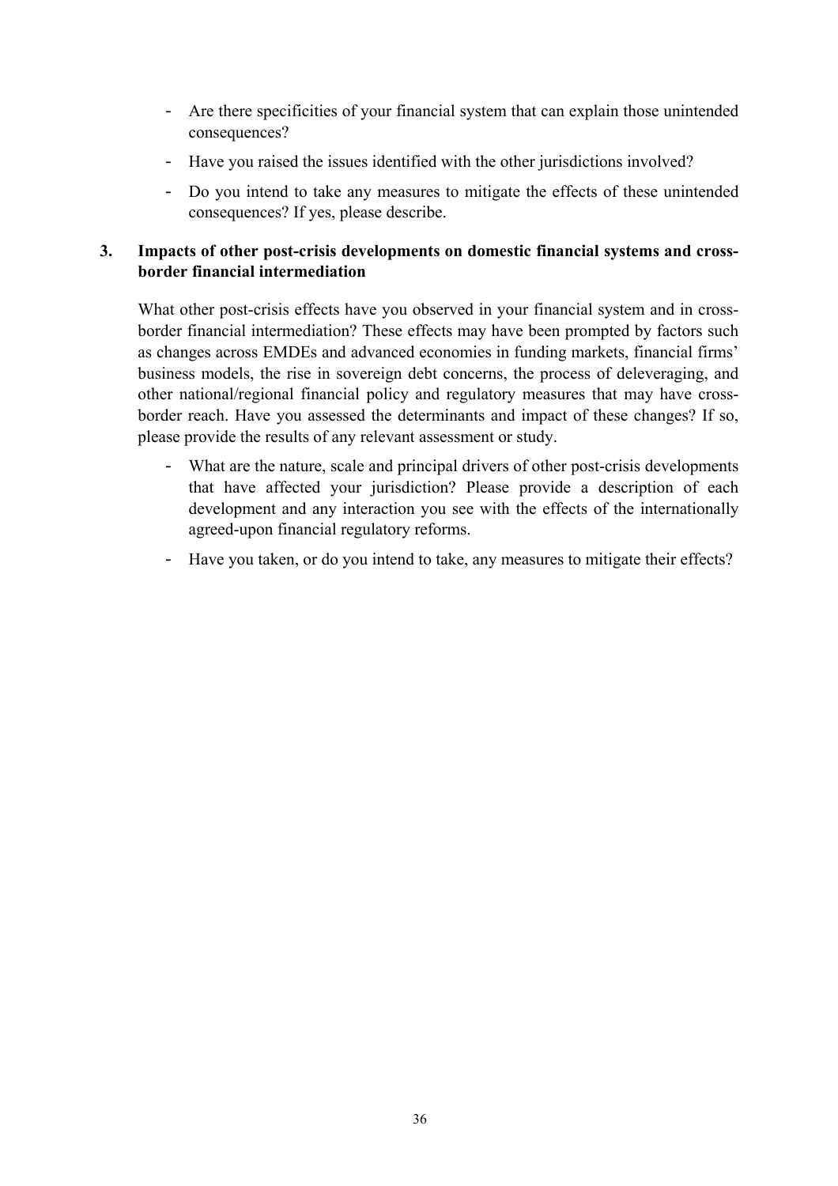- Are there specificities of your financial system that can explain those unintended consequences?
- Have you raised the issues identified with the other jurisdictions involved?
- Do you intend to take any measures to mitigate the effects of these unintended consequences? If yes, please describe.

### 3. Impacts of other post-crisis developments on domestic financial systems and cross-border financial intermediation

What other post-crisis effects have you observed in your financial system and in cross-border financial intermediation? These effects may have been prompted by factors such as changes across EMDEs and advanced economies in funding markets, financial firms' business models, the rise in sovereign debt concerns, the process of deleveraging, and other national/regional financial policy and regulatory measures that may have cross-border reach. Have you assessed the determinants and impact of these changes? If so, please provide the results of any relevant assessment or study.

- What are the nature, scale and principal drivers of other post-crisis developments that have affected your jurisdiction? Please provide a description of each development and any interaction you see with the effects of the internationally agreed-upon financial regulatory reforms.
- Have you taken, or do you intend to take, any measures to mitigate their effects?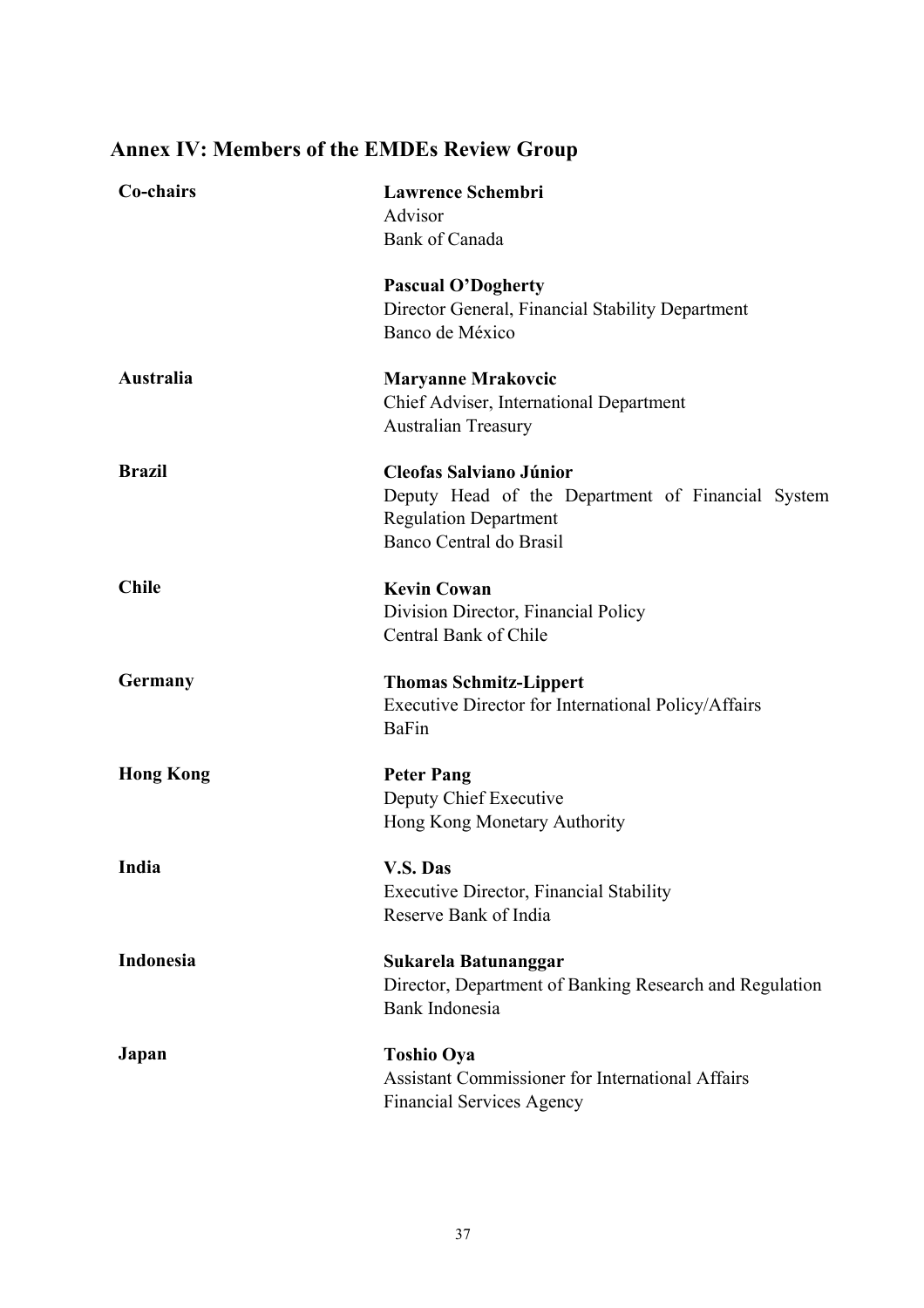## Annex IV: Members of the EMDEs Review Group

| | |
|---|---|
| **Co-chairs** | **Lawrence Schembri**<br>Advisor<br>Bank of Canada |
| | **Pascual O'Dogherty**<br>Director General, Financial Stability Department<br>Banco de México |
| **Australia** | **Maryanne Mrakovcic**<br>Chief Adviser, International Department<br>Australian Treasury |
| **Brazil** | **Cleofas Salviano Júnior**<br>Deputy Head of the Department of Financial System Regulation Department<br>Banco Central do Brasil |
| **Chile** | **Kevin Cowan**<br>Division Director, Financial Policy<br>Central Bank of Chile |
| **Germany** | **Thomas Schmitz-Lippert**<br>Executive Director for International Policy/Affairs<br>BaFin |
| **Hong Kong** | **Peter Pang**<br>Deputy Chief Executive<br>Hong Kong Monetary Authority |
| **India** | **V.S. Das**<br>Executive Director, Financial Stability<br>Reserve Bank of India |
| **Indonesia** | **Sukarela Batunanggar**<br>Director, Department of Banking Research and Regulation<br>Bank Indonesia |
| **Japan** | **Toshio Oya**<br>Assistant Commissioner for International Affairs<br>Financial Services Agency |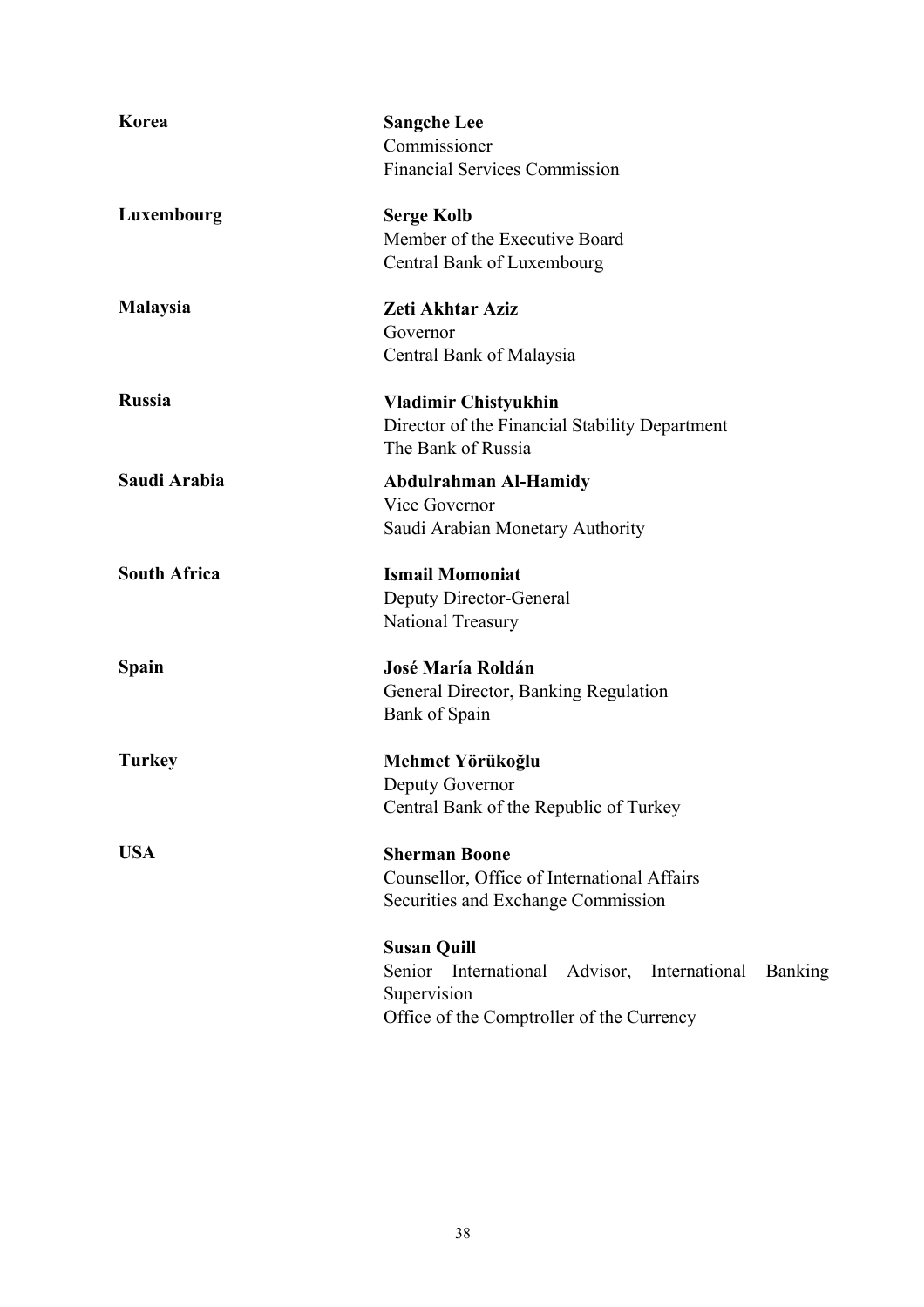| | |
|---|---|
| **Korea** | **Sangche Lee**<br>Commissioner<br>Financial Services Commission |
| **Luxembourg** | **Serge Kolb**<br>Member of the Executive Board<br>Central Bank of Luxembourg |
| **Malaysia** | **Zeti Akhtar Aziz**<br>Governor<br>Central Bank of Malaysia |
| **Russia** | **Vladimir Chistyukhin**<br>Director of the Financial Stability Department<br>The Bank of Russia |
| **Saudi Arabia** | **Abdulrahman Al-Hamidy**<br>Vice Governor<br>Saudi Arabian Monetary Authority |
| **South Africa** | **Ismail Momoniat**<br>Deputy Director-General<br>National Treasury |
| **Spain** | **José María Roldán**<br>General Director, Banking Regulation<br>Bank of Spain |
| **Turkey** | **Mehmet Yörükoğlu**<br>Deputy Governor<br>Central Bank of the Republic of Turkey |
| **USA** | **Sherman Boone**<br>Counsellor, Office of International Affairs<br>Securities and Exchange Commission |
| | **Susan Quill**<br>Senior International Advisor, International Banking Supervision<br>Office of the Comptroller of the Currency |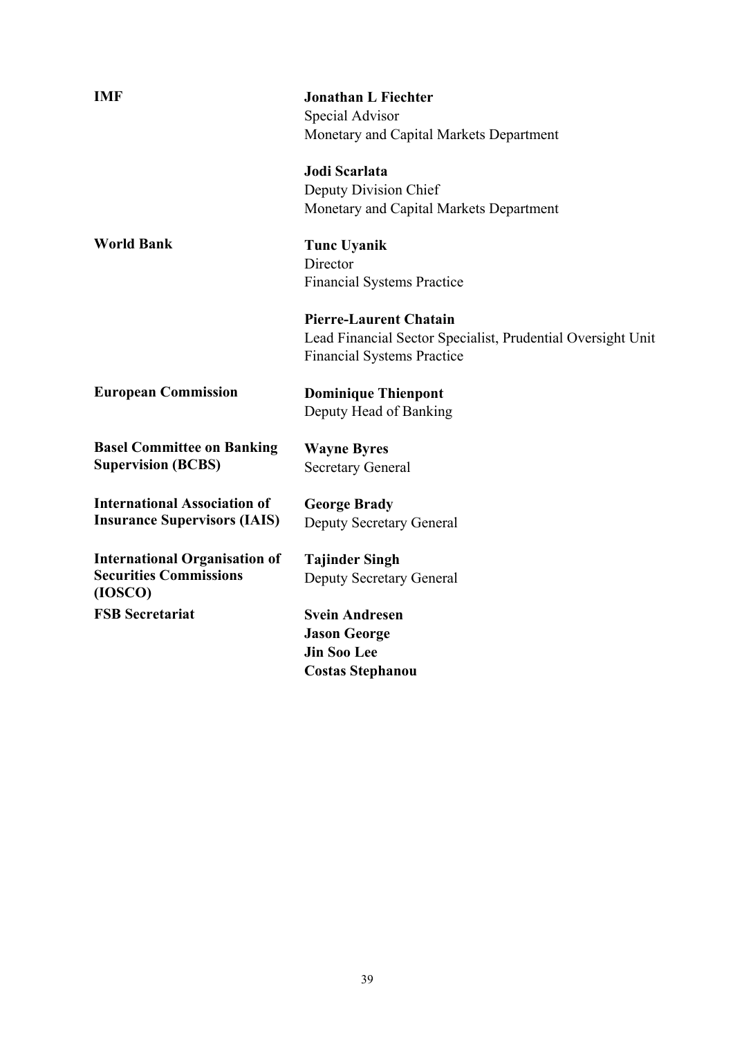| | |
|---|---|
| **IMF** | **Jonathan L Fiechter**<br>Special Advisor<br>Monetary and Capital Markets Department |
| | **Jodi Scarlata**<br>Deputy Division Chief<br>Monetary and Capital Markets Department |
| **World Bank** | **Tunc Uyanik**<br>Director<br>Financial Systems Practice |
| | **Pierre-Laurent Chatain**<br>Lead Financial Sector Specialist, Prudential Oversight Unit<br>Financial Systems Practice |
| **European Commission** | **Dominique Thienpont**<br>Deputy Head of Banking |
| **Basel Committee on Banking Supervision (BCBS)** | **Wayne Byres**<br>Secretary General |
| **International Association of Insurance Supervisors (IAIS)** | **George Brady**<br>Deputy Secretary General |
| **International Organisation of Securities Commissions (IOSCO)** | **Tajinder Singh**<br>Deputy Secretary General |
| **FSB Secretariat** | **Svein Andresen**<br>**Jason George**<br>**Jin Soo Lee**<br>**Costas Stephanou** |